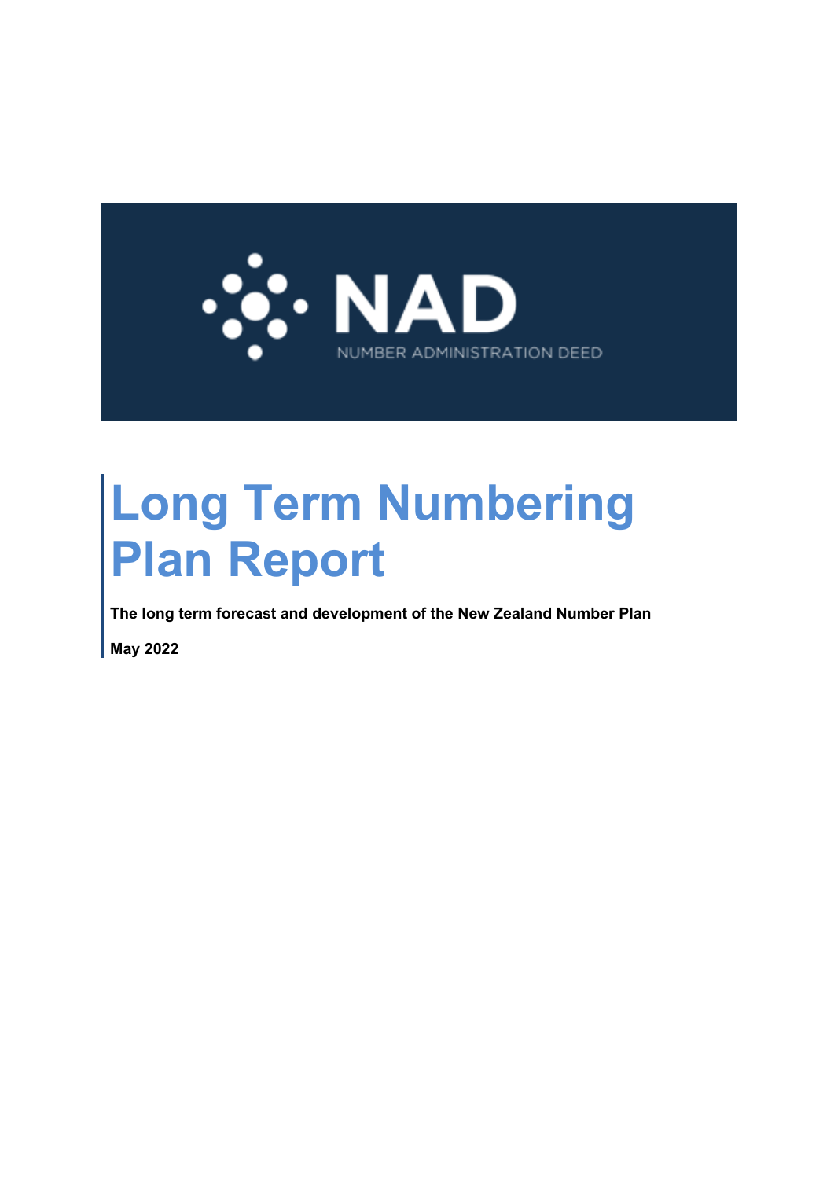NAD

NUMBER ADMINISTRATION DEED

# Long Term Numbering Plan Report

**The long term forecast and development of the New Zealand Number Plan**

**May 2022**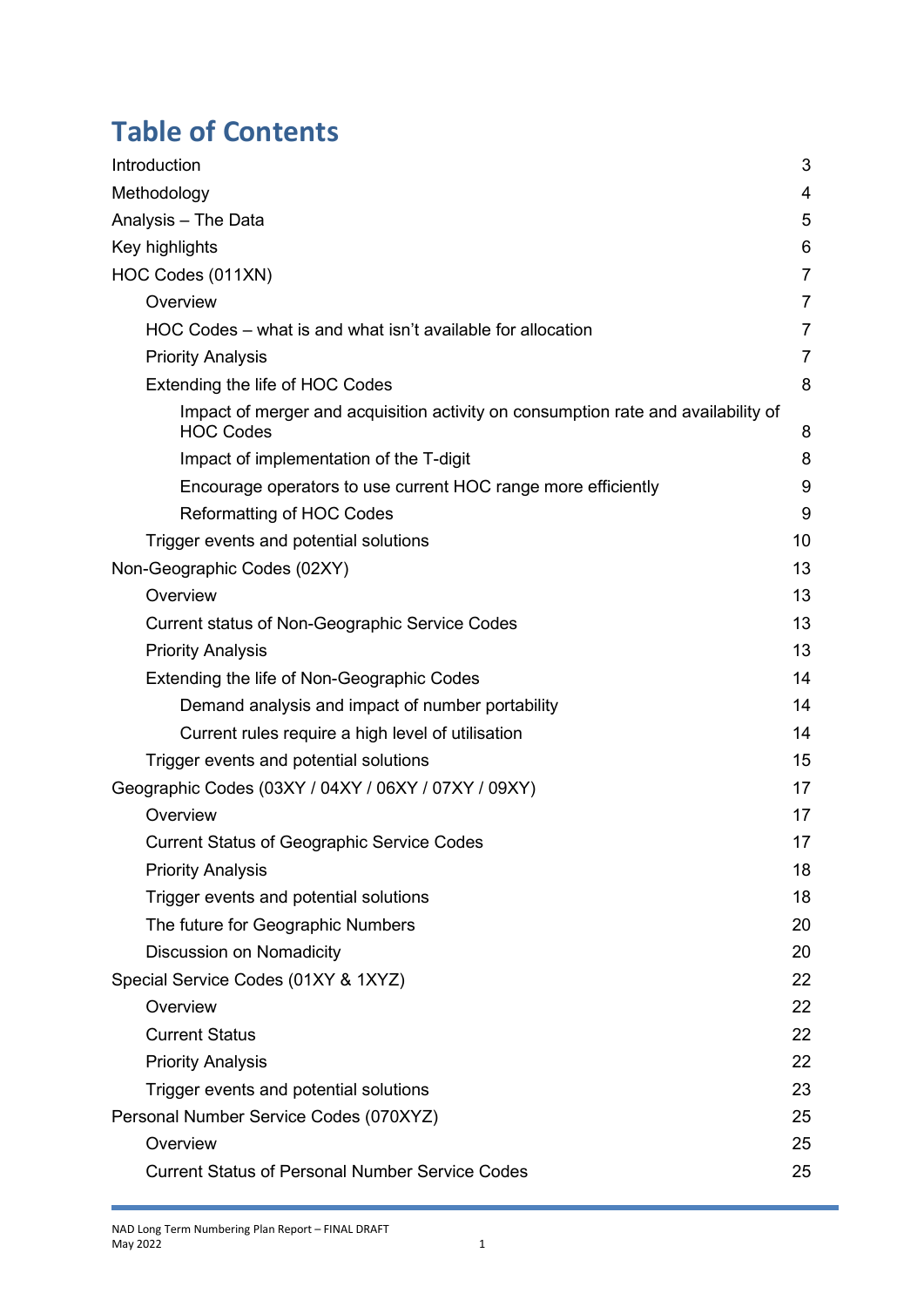# Table of Contents

| | |
|---|---|
| Introduction | 3 |
| Methodology | 4 |
| Analysis – The Data | 5 |
| Key highlights | 6 |
| HOC Codes (011XN) | 7 |
| &nbsp;&nbsp;&nbsp;&nbsp;Overview | 7 |
| &nbsp;&nbsp;&nbsp;&nbsp;HOC Codes – what is and what isn't available for allocation | 7 |
| &nbsp;&nbsp;&nbsp;&nbsp;Priority Analysis | 7 |
| &nbsp;&nbsp;&nbsp;&nbsp;Extending the life of HOC Codes | 8 |
| &nbsp;&nbsp;&nbsp;&nbsp;&nbsp;&nbsp;&nbsp;&nbsp;Impact of merger and acquisition activity on consumption rate and availability of HOC Codes | 8 |
| &nbsp;&nbsp;&nbsp;&nbsp;&nbsp;&nbsp;&nbsp;&nbsp;Impact of implementation of the T-digit | 8 |
| &nbsp;&nbsp;&nbsp;&nbsp;&nbsp;&nbsp;&nbsp;&nbsp;Encourage operators to use current HOC range more efficiently | 9 |
| &nbsp;&nbsp;&nbsp;&nbsp;&nbsp;&nbsp;&nbsp;&nbsp;Reformatting of HOC Codes | 9 |
| &nbsp;&nbsp;&nbsp;&nbsp;Trigger events and potential solutions | 10 |
| Non-Geographic Codes (02XY) | 13 |
| &nbsp;&nbsp;&nbsp;&nbsp;Overview | 13 |
| &nbsp;&nbsp;&nbsp;&nbsp;Current status of Non-Geographic Service Codes | 13 |
| &nbsp;&nbsp;&nbsp;&nbsp;Priority Analysis | 13 |
| &nbsp;&nbsp;&nbsp;&nbsp;Extending the life of Non-Geographic Codes | 14 |
| &nbsp;&nbsp;&nbsp;&nbsp;&nbsp;&nbsp;&nbsp;&nbsp;Demand analysis and impact of number portability | 14 |
| &nbsp;&nbsp;&nbsp;&nbsp;&nbsp;&nbsp;&nbsp;&nbsp;Current rules require a high level of utilisation | 14 |
| &nbsp;&nbsp;&nbsp;&nbsp;Trigger events and potential solutions | 15 |
| Geographic Codes (03XY / 04XY / 06XY / 07XY / 09XY) | 17 |
| &nbsp;&nbsp;&nbsp;&nbsp;Overview | 17 |
| &nbsp;&nbsp;&nbsp;&nbsp;Current Status of Geographic Service Codes | 17 |
| &nbsp;&nbsp;&nbsp;&nbsp;Priority Analysis | 18 |
| &nbsp;&nbsp;&nbsp;&nbsp;Trigger events and potential solutions | 18 |
| &nbsp;&nbsp;&nbsp;&nbsp;The future for Geographic Numbers | 20 |
| &nbsp;&nbsp;&nbsp;&nbsp;Discussion on Nomadicity | 20 |
| Special Service Codes (01XY & 1XYZ) | 22 |
| &nbsp;&nbsp;&nbsp;&nbsp;Overview | 22 |
| &nbsp;&nbsp;&nbsp;&nbsp;Current Status | 22 |
| &nbsp;&nbsp;&nbsp;&nbsp;Priority Analysis | 22 |
| &nbsp;&nbsp;&nbsp;&nbsp;Trigger events and potential solutions | 23 |
| Personal Number Service Codes (070XYZ) | 25 |
| &nbsp;&nbsp;&nbsp;&nbsp;Overview | 25 |
| &nbsp;&nbsp;&nbsp;&nbsp;Current Status of Personal Number Service Codes | 25 |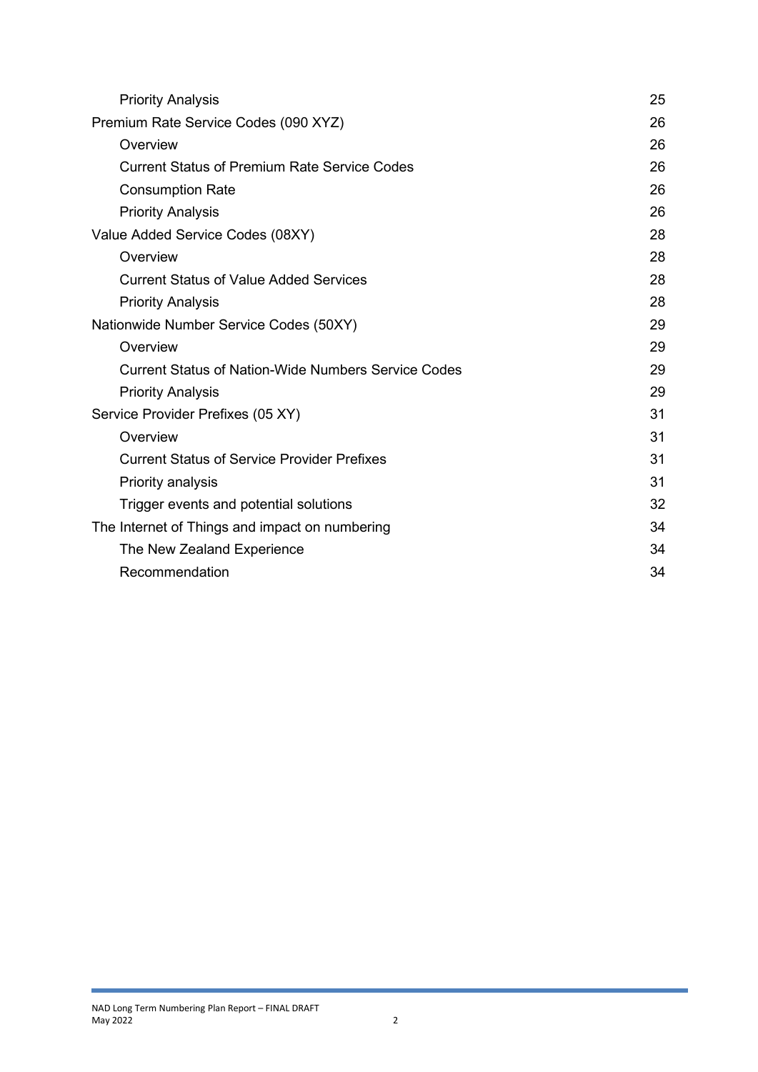| | |
|---|---|
| Priority Analysis | 25 |
| Premium Rate Service Codes (090 XYZ) | 26 |
| Overview | 26 |
| Current Status of Premium Rate Service Codes | 26 |
| Consumption Rate | 26 |
| Priority Analysis | 26 |
| Value Added Service Codes (08XY) | 28 |
| Overview | 28 |
| Current Status of Value Added Services | 28 |
| Priority Analysis | 28 |
| Nationwide Number Service Codes (50XY) | 29 |
| Overview | 29 |
| Current Status of Nation-Wide Numbers Service Codes | 29 |
| Priority Analysis | 29 |
| Service Provider Prefixes (05 XY) | 31 |
| Overview | 31 |
| Current Status of Service Provider Prefixes | 31 |
| Priority analysis | 31 |
| Trigger events and potential solutions | 32 |
| The Internet of Things and impact on numbering | 34 |
| The New Zealand Experience | 34 |
| Recommendation | 34 |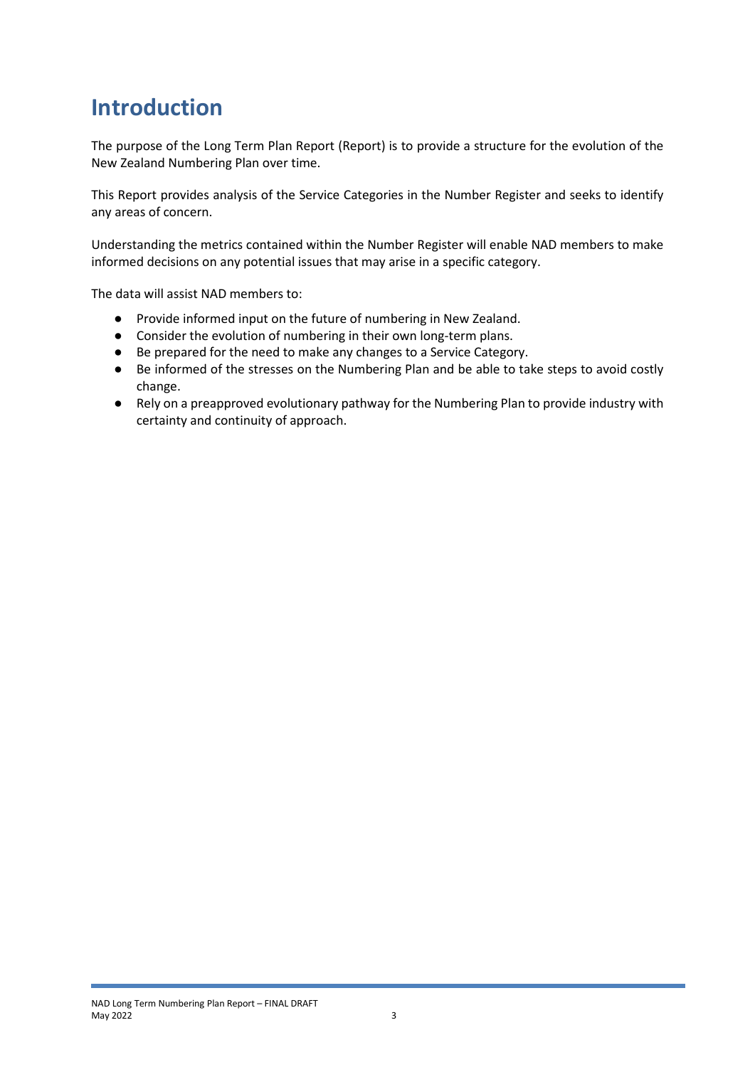# Introduction

The purpose of the Long Term Plan Report (Report) is to provide a structure for the evolution of the New Zealand Numbering Plan over time.

This Report provides analysis of the Service Categories in the Number Register and seeks to identify any areas of concern.

Understanding the metrics contained within the Number Register will enable NAD members to make informed decisions on any potential issues that may arise in a specific category.

The data will assist NAD members to:

- Provide informed input on the future of numbering in New Zealand.
- Consider the evolution of numbering in their own long-term plans.
- Be prepared for the need to make any changes to a Service Category.
- Be informed of the stresses on the Numbering Plan and be able to take steps to avoid costly change.
- Rely on a preapproved evolutionary pathway for the Numbering Plan to provide industry with certainty and continuity of approach.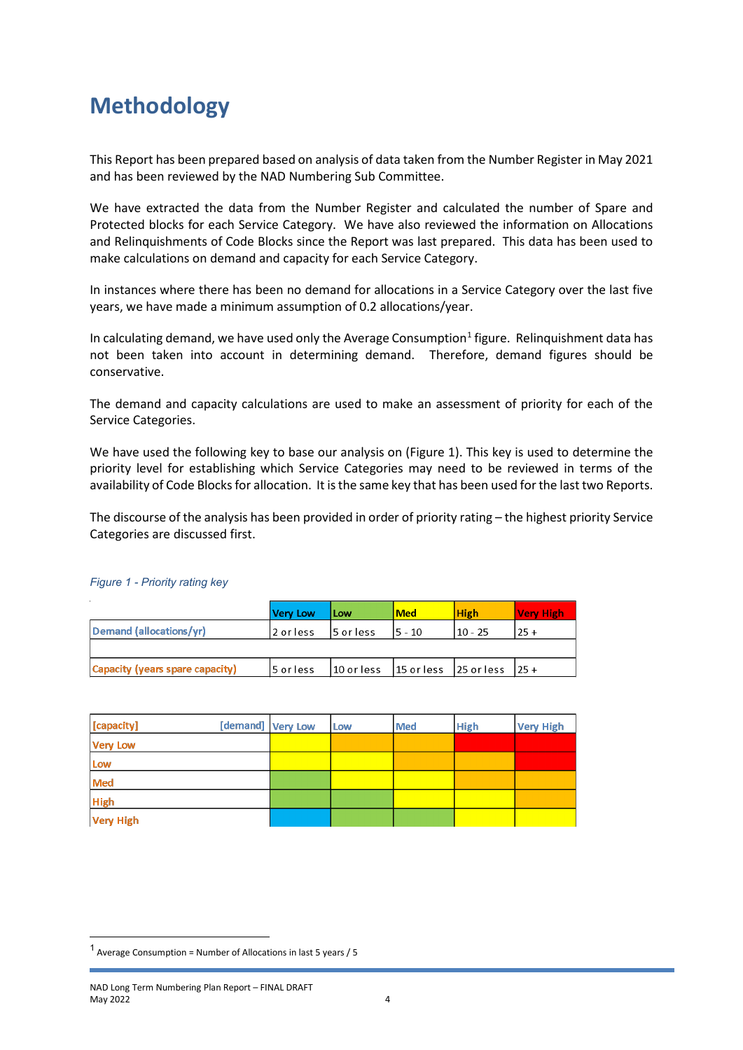# Methodology

This Report has been prepared based on analysis of data taken from the Number Register in May 2021 and has been reviewed by the NAD Numbering Sub Committee.

We have extracted the data from the Number Register and calculated the number of Spare and Protected blocks for each Service Category. We have also reviewed the information on Allocations and Relinquishments of Code Blocks since the Report was last prepared. This data has been used to make calculations on demand and capacity for each Service Category.

In instances where there has been no demand for allocations in a Service Category over the last five years, we have made a minimum assumption of 0.2 allocations/year.

In calculating demand, we have used only the Average Consumption[1] figure. Relinquishment data has not been taken into account in determining demand. Therefore, demand figures should be conservative.

The demand and capacity calculations are used to make an assessment of priority for each of the Service Categories.

We have used the following key to base our analysis on (Figure 1). This key is used to determine the priority level for establishing which Service Categories may need to be reviewed in terms of the availability of Code Blocks for allocation. It is the same key that has been used for the last two Reports.

The discourse of the analysis has been provided in order of priority rating – the highest priority Service Categories are discussed first.

*Figure 1 - Priority rating key*

| | Very Low | Low | Med | High | Very High |
|---|---|---|---|---|---|
| Demand (allocations/yr) | 2 or less | 5 or less | 5 - 10 | 10 - 25 | 25 + |
| | | | | | |
| Capacity (years spare capacity) | 5 or less | 10 or less | 15 or less | 25 or less | 25 + |

| [capacity] [demand] | Very Low | Low | Med | High | Very High |
|---|---|---|---|---|---|
| Very Low | | | | | |
| Low | | | | | |
| Med | | | | | |
| High | | | | | |
| Very High | | | | | |

[1] Average Consumption = Number of Allocations in last 5 years / 5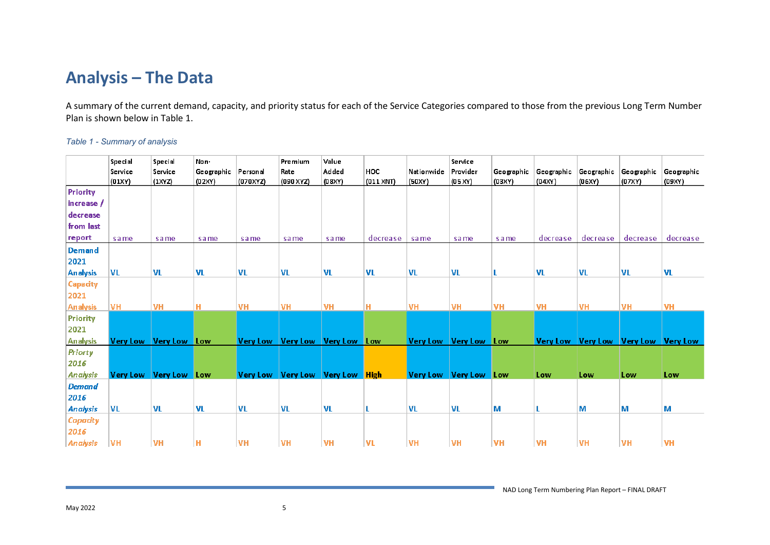# Analysis – The Data

A summary of the current demand, capacity, and priority status for each of the Service Categories compared to those from the previous Long Term Number Plan is shown below in Table 1.

*Table 1 - Summary of analysis*

| | Special Service (01XY) | Special Service (1XYZ) | Non-Geographic (02XY) | Personal (070XYZ) | Premium Rate (090 XYZ) | Value Added (08XY) | HOC (011 XNT) | Nationwide (50XY) | Service Provider (05 XY) | Geographic (03XY) | Geographic (04XY) | Geographic (06XY) | Geographic (07XY) | Geographic (09XY) |
|---|---|---|---|---|---|---|---|---|---|---|---|---|---|---|
| **Priority increase / decrease from last report** | same | same | same | same | same | same | decrease | same | same | same | decrease | decrease | decrease | decrease |
| **Demand 2021 Analysis** | VL | VL | VL | VL | VL | VL | VL | VL | VL | L | VL | VL | VL | VL |
| **Capacity 2021 Analysis** | VH | VH | H | VH | VH | VH | H | VH | VH | VH | VH | VH | VH | VH |
| **Priority 2021 Analysis** | Very Low | Very Low | Low | Very Low | Very Low | Very Low | Low | Very Low | Very Low | Low | Very Low | Very Low | Very Low | Very Low |
| ***Priorty 2016 Analysis*** | Very Low | Very Low | Low | Very Low | Very Low | Very Low | High | Very Low | Very Low | Low | Low | Low | Low | Low |
| ***Demand 2016 Analysis*** | VL | VL | VL | VL | VL | VL | L | VL | VL | M | L | M | M | M |
| ***Capacity 2016 Analysis*** | VH | VH | H | VH | VH | VH | VL | VH | VH | VH | VH | VH | VH | VH |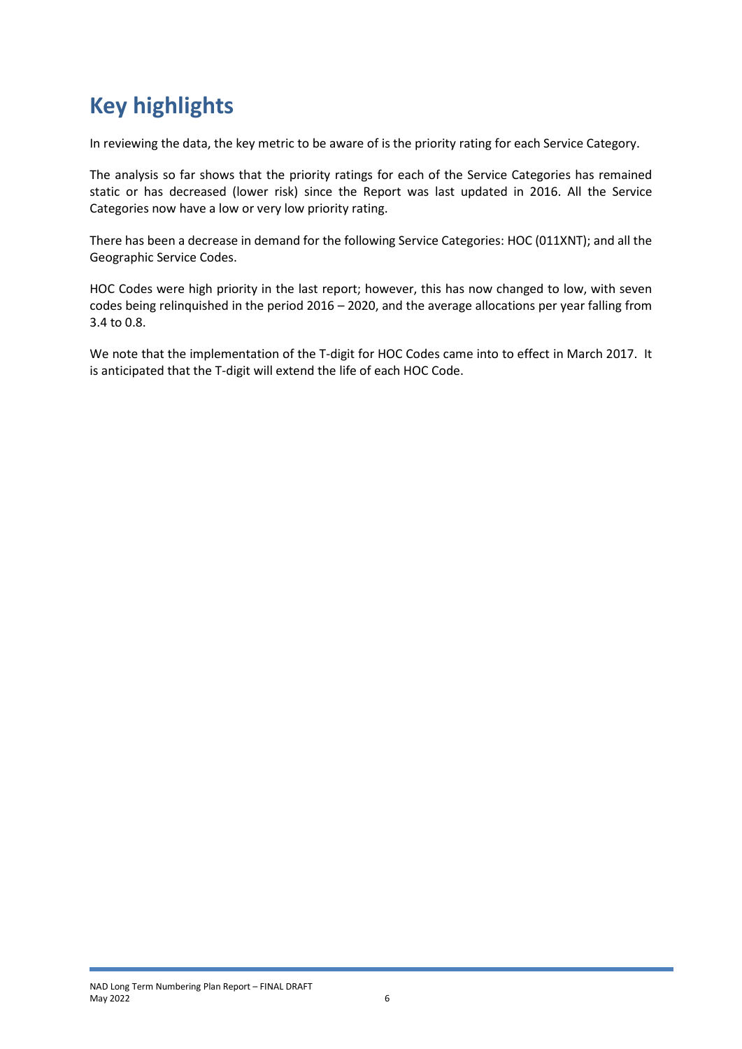# Key highlights

In reviewing the data, the key metric to be aware of is the priority rating for each Service Category.

The analysis so far shows that the priority ratings for each of the Service Categories has remained static or has decreased (lower risk) since the Report was last updated in 2016. All the Service Categories now have a low or very low priority rating.

There has been a decrease in demand for the following Service Categories: HOC (011XNT); and all the Geographic Service Codes.

HOC Codes were high priority in the last report; however, this has now changed to low, with seven codes being relinquished in the period 2016 – 2020, and the average allocations per year falling from 3.4 to 0.8.

We note that the implementation of the T-digit for HOC Codes came into to effect in March 2017. It is anticipated that the T-digit will extend the life of each HOC Code.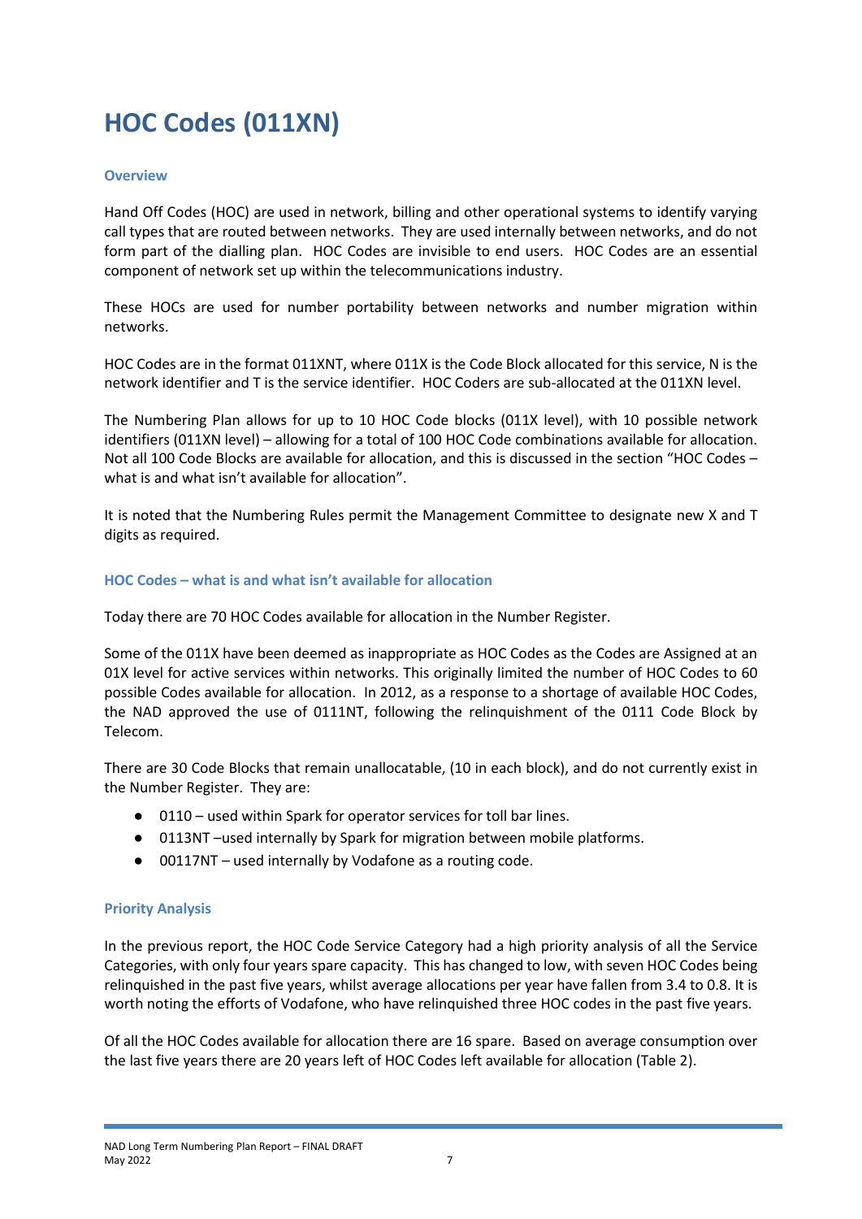# HOC Codes (011XN)

### Overview

Hand Off Codes (HOC) are used in network, billing and other operational systems to identify varying call types that are routed between networks. They are used internally between networks, and do not form part of the dialling plan. HOC Codes are invisible to end users. HOC Codes are an essential component of network set up within the telecommunications industry.

These HOCs are used for number portability between networks and number migration within networks.

HOC Codes are in the format 011XNT, where 011X is the Code Block allocated for this service, N is the network identifier and T is the service identifier. HOC Coders are sub-allocated at the 011XN level.

The Numbering Plan allows for up to 10 HOC Code blocks (011X level), with 10 possible network identifiers (011XN level) – allowing for a total of 100 HOC Code combinations available for allocation. Not all 100 Code Blocks are available for allocation, and this is discussed in the section "HOC Codes – what is and what isn't available for allocation".

It is noted that the Numbering Rules permit the Management Committee to designate new X and T digits as required.

### HOC Codes – what is and what isn't available for allocation

Today there are 70 HOC Codes available for allocation in the Number Register.

Some of the 011X have been deemed as inappropriate as HOC Codes as the Codes are Assigned at an 01X level for active services within networks. This originally limited the number of HOC Codes to 60 possible Codes available for allocation. In 2012, as a response to a shortage of available HOC Codes, the NAD approved the use of 0111NT, following the relinquishment of the 0111 Code Block by Telecom.

There are 30 Code Blocks that remain unallocatable, (10 in each block), and do not currently exist in the Number Register. They are:

- 0110 – used within Spark for operator services for toll bar lines.
- 0113NT –used internally by Spark for migration between mobile platforms.
- 00117NT – used internally by Vodafone as a routing code.

### Priority Analysis

In the previous report, the HOC Code Service Category had a high priority analysis of all the Service Categories, with only four years spare capacity. This has changed to low, with seven HOC Codes being relinquished in the past five years, whilst average allocations per year have fallen from 3.4 to 0.8. It is worth noting the efforts of Vodafone, who have relinquished three HOC codes in the past five years.

Of all the HOC Codes available for allocation there are 16 spare. Based on average consumption over the last five years there are 20 years left of HOC Codes left available for allocation (Table 2).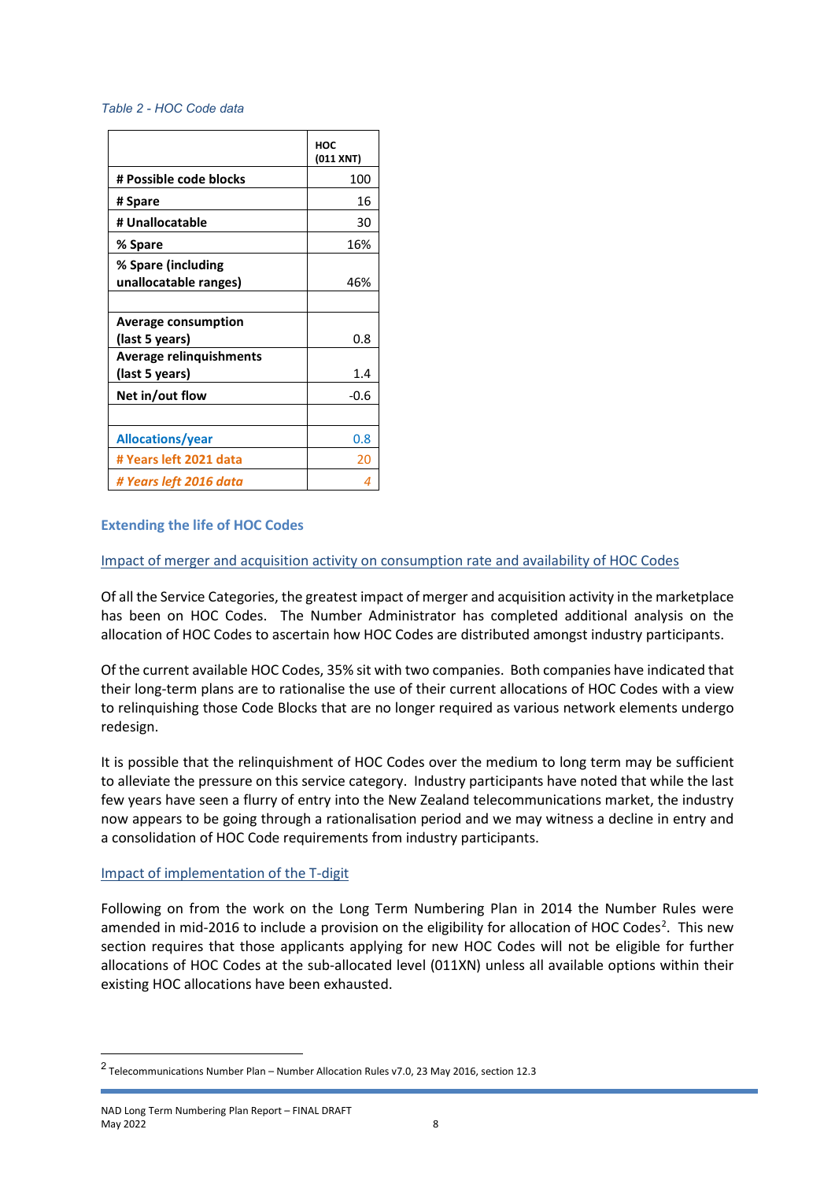*Table 2 - HOC Code data*

| | HOC (011 XNT) |
|---|---|
| **# Possible code blocks** | 100 |
| **# Spare** | 16 |
| **# Unallocatable** | 30 |
| **% Spare** | 16% |
| **% Spare (including unallocatable ranges)** | 46% |
| | |
| **Average consumption (last 5 years)** | 0.8 |
| **Average relinquishments (last 5 years)** | 1.4 |
| **Net in/out flow** | -0.6 |
| | |
| **Allocations/year** | 0.8 |
| **# Years left 2021 data** | 20 |
| ***# Years left 2016 data*** | *4* |

### Extending the life of HOC Codes

#### Impact of merger and acquisition activity on consumption rate and availability of HOC Codes

Of all the Service Categories, the greatest impact of merger and acquisition activity in the marketplace has been on HOC Codes. The Number Administrator has completed additional analysis on the allocation of HOC Codes to ascertain how HOC Codes are distributed amongst industry participants.

Of the current available HOC Codes, 35% sit with two companies. Both companies have indicated that their long-term plans are to rationalise the use of their current allocations of HOC Codes with a view to relinquishing those Code Blocks that are no longer required as various network elements undergo redesign.

It is possible that the relinquishment of HOC Codes over the medium to long term may be sufficient to alleviate the pressure on this service category. Industry participants have noted that while the last few years have seen a flurry of entry into the New Zealand telecommunications market, the industry now appears to be going through a rationalisation period and we may witness a decline in entry and a consolidation of HOC Code requirements from industry participants.

#### Impact of implementation of the T-digit

Following on from the work on the Long Term Numbering Plan in 2014 the Number Rules were amended in mid-2016 to include a provision on the eligibility for allocation of HOC Codes[2]. This new section requires that those applicants applying for new HOC Codes will not be eligible for further allocations of HOC Codes at the sub-allocated level (011XN) unless all available options within their existing HOC allocations have been exhausted.

[2] Telecommunications Number Plan – Number Allocation Rules v7.0, 23 May 2016, section 12.3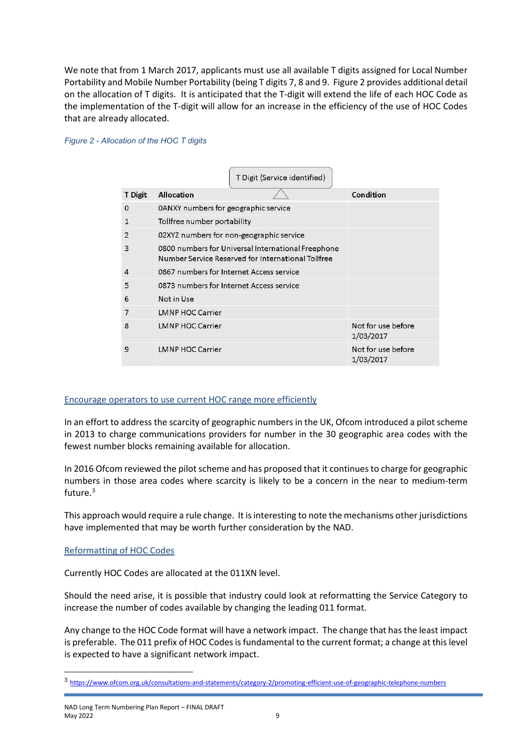We note that from 1 March 2017, applicants must use all available T digits assigned for Local Number Portability and Mobile Number Portability (being T digits 7, 8 and 9. Figure 2 provides additional detail on the allocation of T digits. It is anticipated that the T-digit will extend the life of each HOC Code as the implementation of the T-digit will allow for an increase in the efficiency of the use of HOC Codes that are already allocated.

*Figure 2 - Allocation of the HOC T digits*

T Digit (Service identified)

| T Digit | Allocation | Condition |
|---|---|---|
| 0 | 0ANXY numbers for geographic service | |
| 1 | Tollfree number portability | |
| 2 | 02XYZ numbers for non-geographic service | |
| 3 | 0800 numbers for Universal International Freephone Number Service Reserved for International Tollfree | |
| 4 | 0867 numbers for Internet Access service | |
| 5 | 0873 numbers for Internet Access service | |
| 6 | Not in Use | |
| 7 | LMNP HOC Carrier | |
| 8 | LMNP HOC Carrier | Not for use before 1/03/2017 |
| 9 | LMNP HOC Carrier | Not for use before 1/03/2017 |

### Encourage operators to use current HOC range more efficiently

In an effort to address the scarcity of geographic numbers in the UK, Ofcom introduced a pilot scheme in 2013 to charge communications providers for number in the 30 geographic area codes with the fewest number blocks remaining available for allocation.

In 2016 Ofcom reviewed the pilot scheme and has proposed that it continues to charge for geographic numbers in those area codes where scarcity is likely to be a concern in the near to medium-term future.[3]

This approach would require a rule change. It is interesting to note the mechanisms other jurisdictions have implemented that may be worth further consideration by the NAD.

### Reformatting of HOC Codes

Currently HOC Codes are allocated at the 011XN level.

Should the need arise, it is possible that industry could look at reformatting the Service Category to increase the number of codes available by changing the leading 011 format.

Any change to the HOC Code format will have a network impact. The change that has the least impact is preferable. The 011 prefix of HOC Codes is fundamental to the current format; a change at this level is expected to have a significant network impact.

[3] https://www.ofcom.org.uk/consultations-and-statements/category-2/promoting-efficient-use-of-geographic-telephone-numbers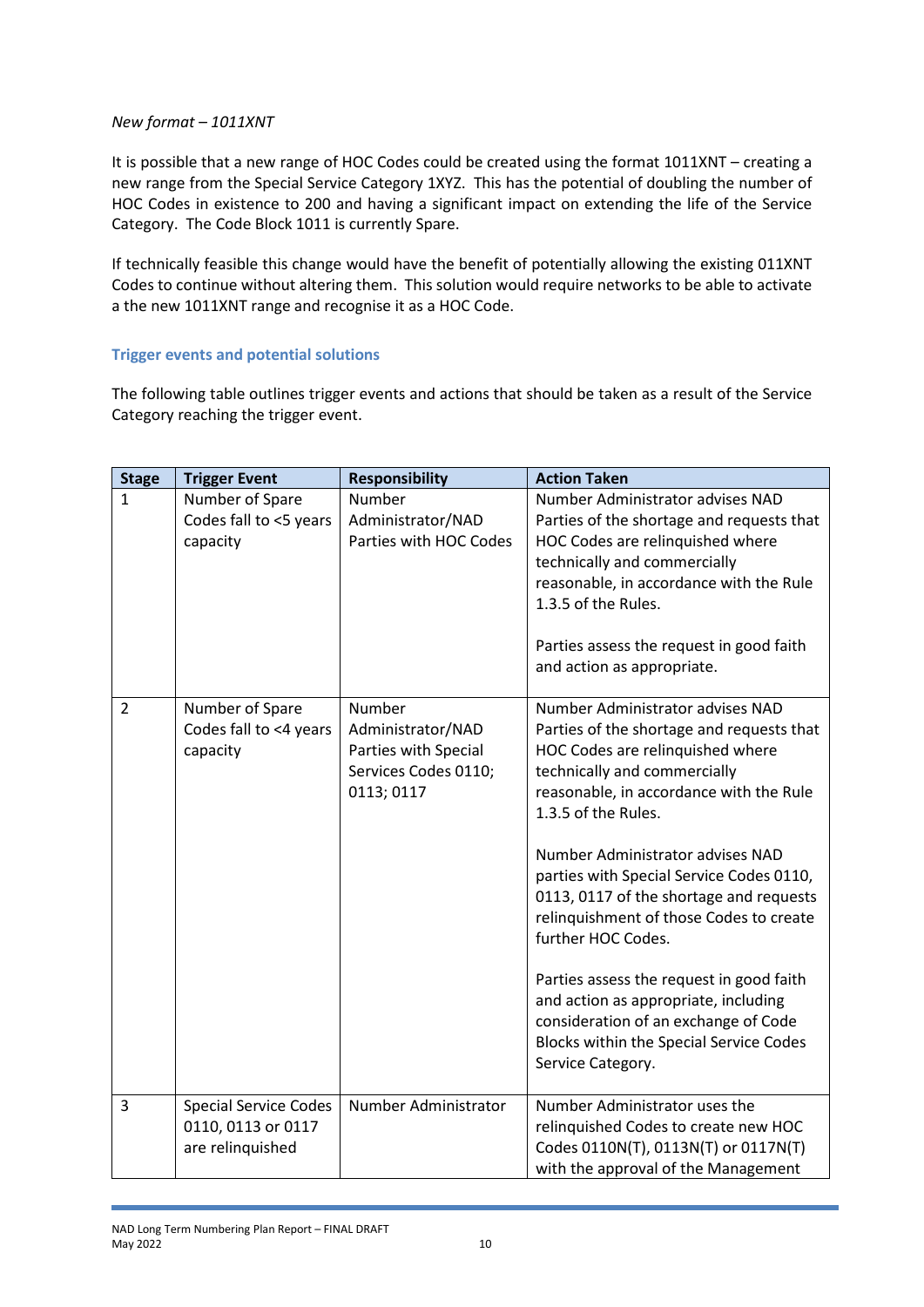*New format – 1011XNT*

It is possible that a new range of HOC Codes could be created using the format 1011XNT – creating a new range from the Special Service Category 1XYZ. This has the potential of doubling the number of HOC Codes in existence to 200 and having a significant impact on extending the life of the Service Category. The Code Block 1011 is currently Spare.

If technically feasible this change would have the benefit of potentially allowing the existing 011XNT Codes to continue without altering them. This solution would require networks to be able to activate a the new 1011XNT range and recognise it as a HOC Code.

### Trigger events and potential solutions

The following table outlines trigger events and actions that should be taken as a result of the Service Category reaching the trigger event.

| Stage | Trigger Event | Responsibility | Action Taken |
|---|---|---|---|
| 1 | Number of Spare Codes fall to <5 years capacity | Number Administrator/NAD Parties with HOC Codes | Number Administrator advises NAD Parties of the shortage and requests that HOC Codes are relinquished where technically and commercially reasonable, in accordance with the Rule 1.3.5 of the Rules.<br><br>Parties assess the request in good faith and action as appropriate. |
| 2 | Number of Spare Codes fall to <4 years capacity | Number Administrator/NAD Parties with Special Services Codes 0110; 0113; 0117 | Number Administrator advises NAD Parties of the shortage and requests that HOC Codes are relinquished where technically and commercially reasonable, in accordance with the Rule 1.3.5 of the Rules.<br><br>Number Administrator advises NAD parties with Special Service Codes 0110, 0113, 0117 of the shortage and requests relinquishment of those Codes to create further HOC Codes.<br><br>Parties assess the request in good faith and action as appropriate, including consideration of an exchange of Code Blocks within the Special Service Codes Service Category. |
| 3 | Special Service Codes 0110, 0113 or 0117 are relinquished | Number Administrator | Number Administrator uses the relinquished Codes to create new HOC Codes 0110N(T), 0113N(T) or 0117N(T) with the approval of the Management |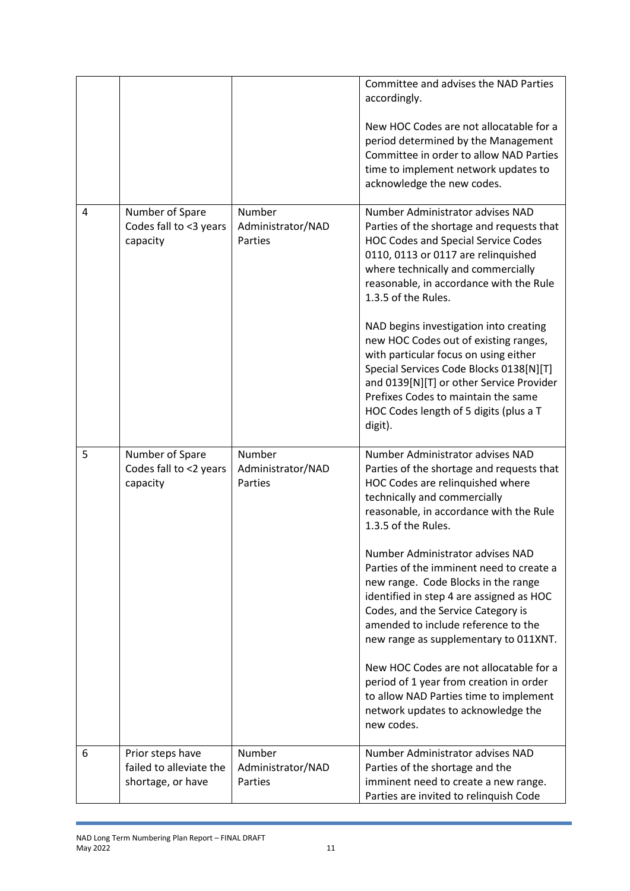| | | | Committee and advises the NAD Parties accordingly.<br><br>New HOC Codes are not allocatable for a period determined by the Management Committee in order to allow NAD Parties time to implement network updates to acknowledge the new codes. |
|---|---|---|---|
| 4 | Number of Spare Codes fall to <3 years capacity | Number Administrator/NAD Parties | Number Administrator advises NAD Parties of the shortage and requests that HOC Codes and Special Service Codes 0110, 0113 or 0117 are relinquished where technically and commercially reasonable, in accordance with the Rule 1.3.5 of the Rules.<br><br>NAD begins investigation into creating new HOC Codes out of existing ranges, with particular focus on using either Special Services Code Blocks 0138[N][T] and 0139[N][T] or other Service Provider Prefixes Codes to maintain the same HOC Codes length of 5 digits (plus a T digit). |
| 5 | Number of Spare Codes fall to <2 years capacity | Number Administrator/NAD Parties | Number Administrator advises NAD Parties of the shortage and requests that HOC Codes are relinquished where technically and commercially reasonable, in accordance with the Rule 1.3.5 of the Rules.<br><br>Number Administrator advises NAD Parties of the imminent need to create a new range. Code Blocks in the range identified in step 4 are assigned as HOC Codes, and the Service Category is amended to include reference to the new range as supplementary to 011XNT.<br><br>New HOC Codes are not allocatable for a period of 1 year from creation in order to allow NAD Parties time to implement network updates to acknowledge the new codes. |
| 6 | Prior steps have failed to alleviate the shortage, or have | Number Administrator/NAD Parties | Number Administrator advises NAD Parties of the shortage and the imminent need to create a new range. Parties are invited to relinquish Code |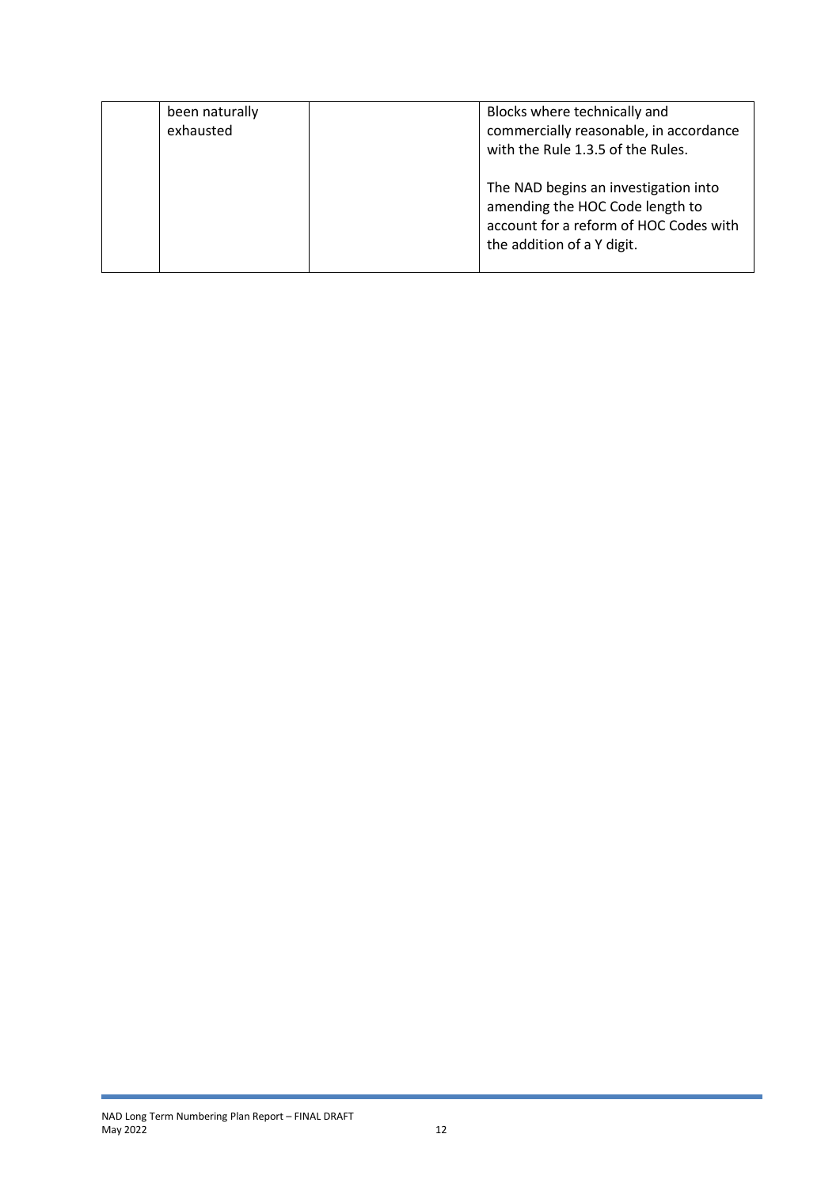| | | | |
|---|---|---|---|
| | been naturally exhausted | | Blocks where technically and commercially reasonable, in accordance with the Rule 1.3.5 of the Rules.<br><br>The NAD begins an investigation into amending the HOC Code length to account for a reform of HOC Codes with the addition of a Y digit. |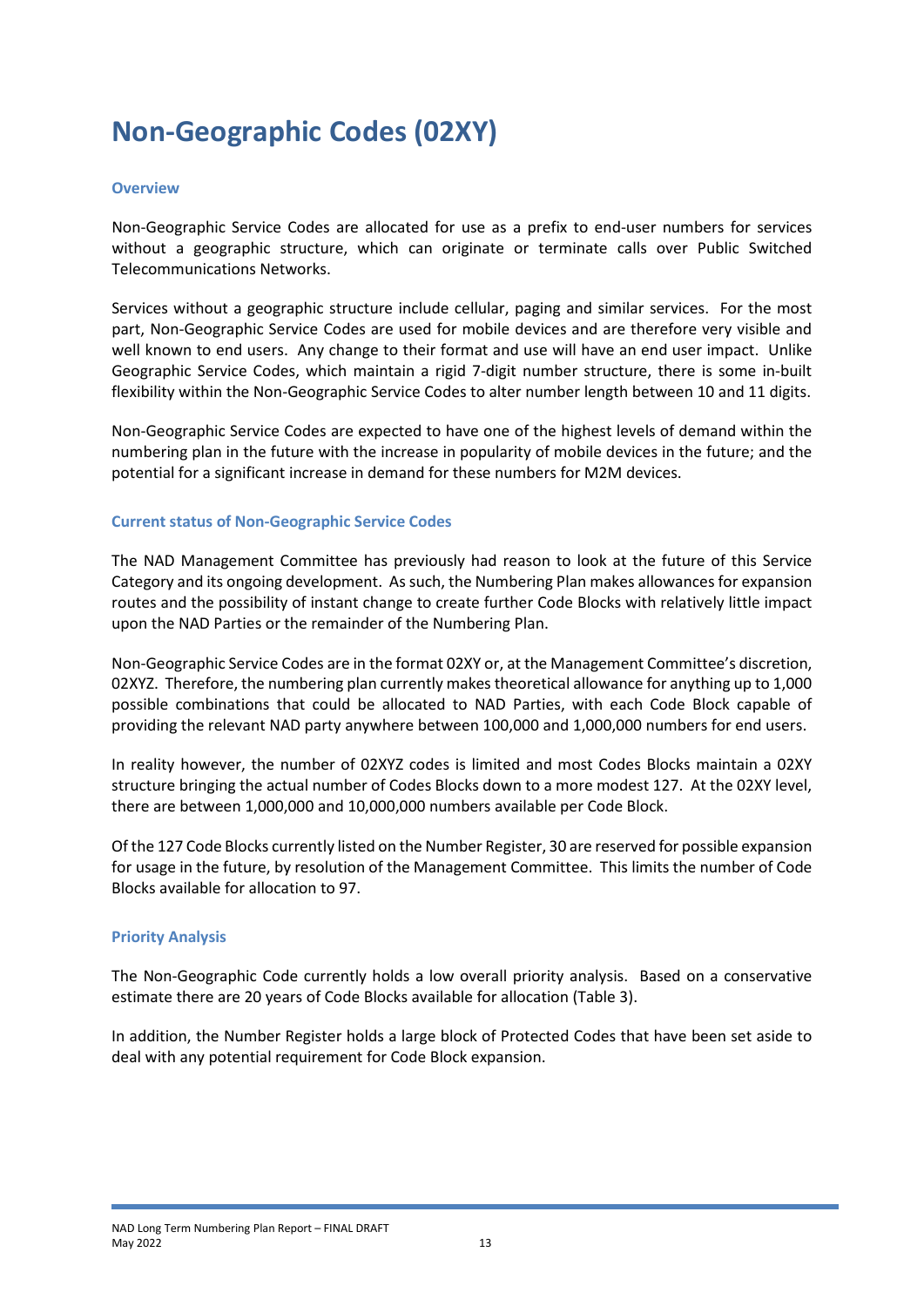# Non-Geographic Codes (02XY)

### Overview

Non-Geographic Service Codes are allocated for use as a prefix to end-user numbers for services without a geographic structure, which can originate or terminate calls over Public Switched Telecommunications Networks.

Services without a geographic structure include cellular, paging and similar services. For the most part, Non-Geographic Service Codes are used for mobile devices and are therefore very visible and well known to end users. Any change to their format and use will have an end user impact. Unlike Geographic Service Codes, which maintain a rigid 7-digit number structure, there is some in-built flexibility within the Non-Geographic Service Codes to alter number length between 10 and 11 digits.

Non-Geographic Service Codes are expected to have one of the highest levels of demand within the numbering plan in the future with the increase in popularity of mobile devices in the future; and the potential for a significant increase in demand for these numbers for M2M devices.

### Current status of Non-Geographic Service Codes

The NAD Management Committee has previously had reason to look at the future of this Service Category and its ongoing development. As such, the Numbering Plan makes allowances for expansion routes and the possibility of instant change to create further Code Blocks with relatively little impact upon the NAD Parties or the remainder of the Numbering Plan.

Non-Geographic Service Codes are in the format 02XY or, at the Management Committee's discretion, 02XYZ. Therefore, the numbering plan currently makes theoretical allowance for anything up to 1,000 possible combinations that could be allocated to NAD Parties, with each Code Block capable of providing the relevant NAD party anywhere between 100,000 and 1,000,000 numbers for end users.

In reality however, the number of 02XYZ codes is limited and most Codes Blocks maintain a 02XY structure bringing the actual number of Codes Blocks down to a more modest 127. At the 02XY level, there are between 1,000,000 and 10,000,000 numbers available per Code Block.

Of the 127 Code Blocks currently listed on the Number Register, 30 are reserved for possible expansion for usage in the future, by resolution of the Management Committee. This limits the number of Code Blocks available for allocation to 97.

### Priority Analysis

The Non-Geographic Code currently holds a low overall priority analysis. Based on a conservative estimate there are 20 years of Code Blocks available for allocation (Table 3).

In addition, the Number Register holds a large block of Protected Codes that have been set aside to deal with any potential requirement for Code Block expansion.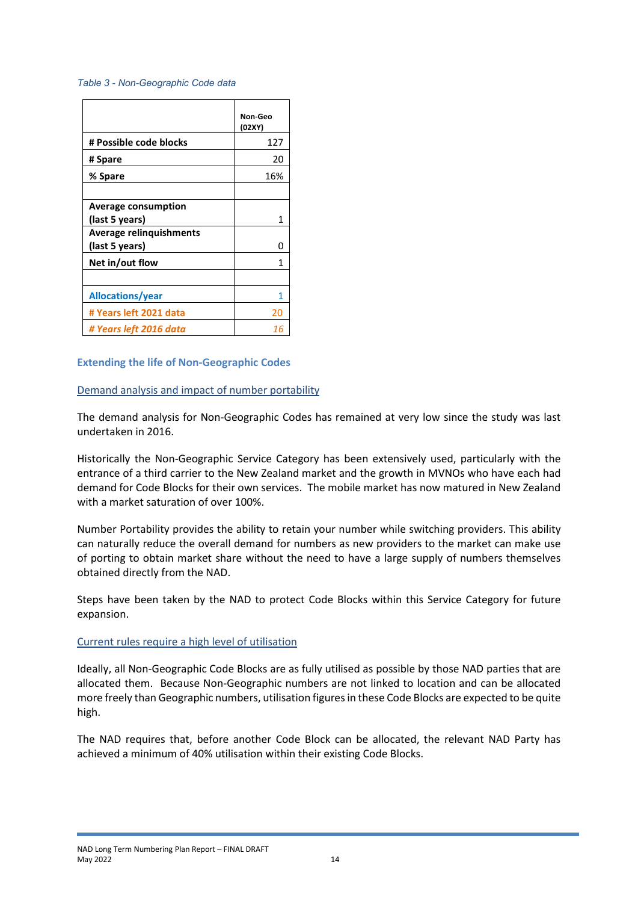*Table 3 - Non-Geographic Code data*

| | Non-Geo (02XY) |
|---|---|
| **# Possible code blocks** | 127 |
| **# Spare** | 20 |
| **% Spare** | 16% |
| | |
| **Average consumption (last 5 years)** | 1 |
| **Average relinquishments (last 5 years)** | 0 |
| **Net in/out flow** | 1 |
| | |
| **Allocations/year** | 1 |
| **# Years left 2021 data** | 20 |
| ***# Years left 2016 data*** | *16* |

### Extending the life of Non-Geographic Codes

#### Demand analysis and impact of number portability

The demand analysis for Non-Geographic Codes has remained at very low since the study was last undertaken in 2016.

Historically the Non-Geographic Service Category has been extensively used, particularly with the entrance of a third carrier to the New Zealand market and the growth in MVNOs who have each had demand for Code Blocks for their own services. The mobile market has now matured in New Zealand with a market saturation of over 100%.

Number Portability provides the ability to retain your number while switching providers. This ability can naturally reduce the overall demand for numbers as new providers to the market can make use of porting to obtain market share without the need to have a large supply of numbers themselves obtained directly from the NAD.

Steps have been taken by the NAD to protect Code Blocks within this Service Category for future expansion.

#### Current rules require a high level of utilisation

Ideally, all Non-Geographic Code Blocks are as fully utilised as possible by those NAD parties that are allocated them. Because Non-Geographic numbers are not linked to location and can be allocated more freely than Geographic numbers, utilisation figures in these Code Blocks are expected to be quite high.

The NAD requires that, before another Code Block can be allocated, the relevant NAD Party has achieved a minimum of 40% utilisation within their existing Code Blocks.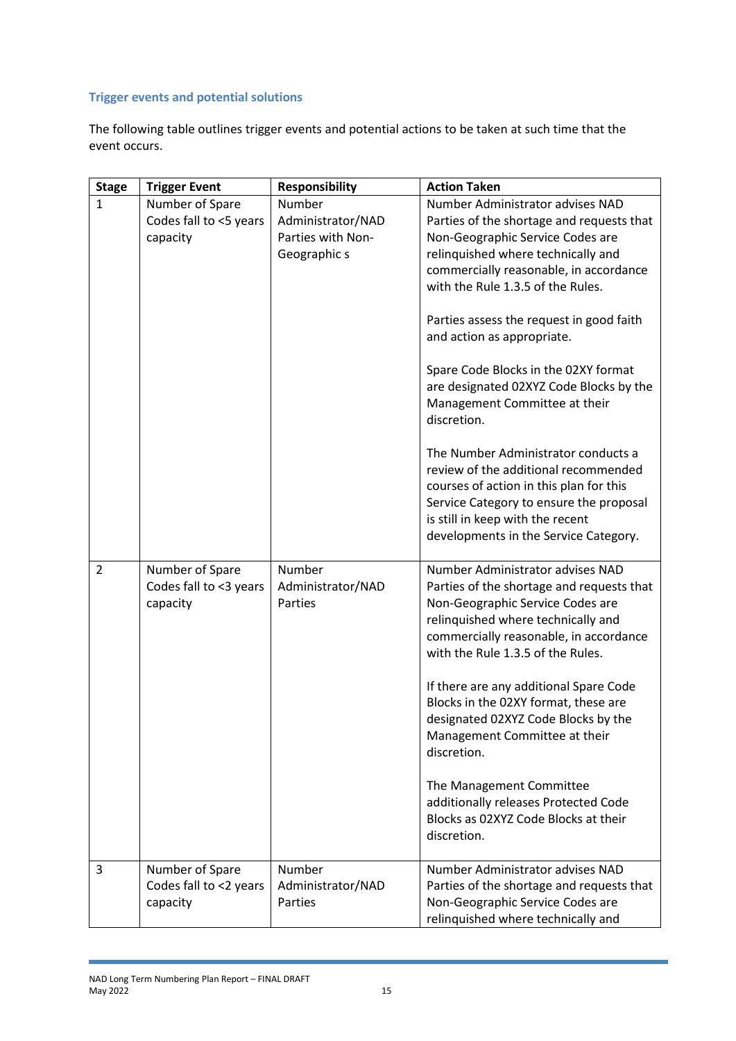### Trigger events and potential solutions

The following table outlines trigger events and potential actions to be taken at such time that the event occurs.

| Stage | Trigger Event | Responsibility | Action Taken |
|---|---|---|---|
| 1 | Number of Spare Codes fall to <5 years capacity | Number Administrator/NAD Parties with Non-Geographic s | Number Administrator advises NAD Parties of the shortage and requests that Non-Geographic Service Codes are relinquished where technically and commercially reasonable, in accordance with the Rule 1.3.5 of the Rules.<br><br>Parties assess the request in good faith and action as appropriate.<br><br>Spare Code Blocks in the 02XY format are designated 02XYZ Code Blocks by the Management Committee at their discretion.<br><br>The Number Administrator conducts a review of the additional recommended courses of action in this plan for this Service Category to ensure the proposal is still in keep with the recent developments in the Service Category. |
| 2 | Number of Spare Codes fall to <3 years capacity | Number Administrator/NAD Parties | Number Administrator advises NAD Parties of the shortage and requests that Non-Geographic Service Codes are relinquished where technically and commercially reasonable, in accordance with the Rule 1.3.5 of the Rules.<br><br>If there are any additional Spare Code Blocks in the 02XY format, these are designated 02XYZ Code Blocks by the Management Committee at their discretion.<br><br>The Management Committee additionally releases Protected Code Blocks as 02XYZ Code Blocks at their discretion. |
| 3 | Number of Spare Codes fall to <2 years capacity | Number Administrator/NAD Parties | Number Administrator advises NAD Parties of the shortage and requests that Non-Geographic Service Codes are relinquished where technically and |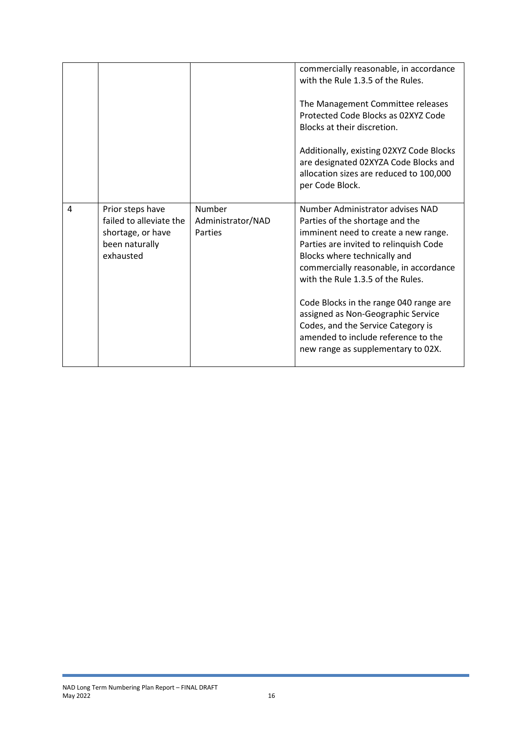| | | | |
|---|---|---|---|
| | | | commercially reasonable, in accordance with the Rule 1.3.5 of the Rules.<br><br>The Management Committee releases Protected Code Blocks as 02XYZ Code Blocks at their discretion.<br><br>Additionally, existing 02XYZ Code Blocks are designated 02XYZA Code Blocks and allocation sizes are reduced to 100,000 per Code Block. |
| 4 | Prior steps have failed to alleviate the shortage, or have been naturally exhausted | Number Administrator/NAD Parties | Number Administrator advises NAD Parties of the shortage and the imminent need to create a new range. Parties are invited to relinquish Code Blocks where technically and commercially reasonable, in accordance with the Rule 1.3.5 of the Rules.<br><br>Code Blocks in the range 040 range are assigned as Non-Geographic Service Codes, and the Service Category is amended to include reference to the new range as supplementary to 02X. |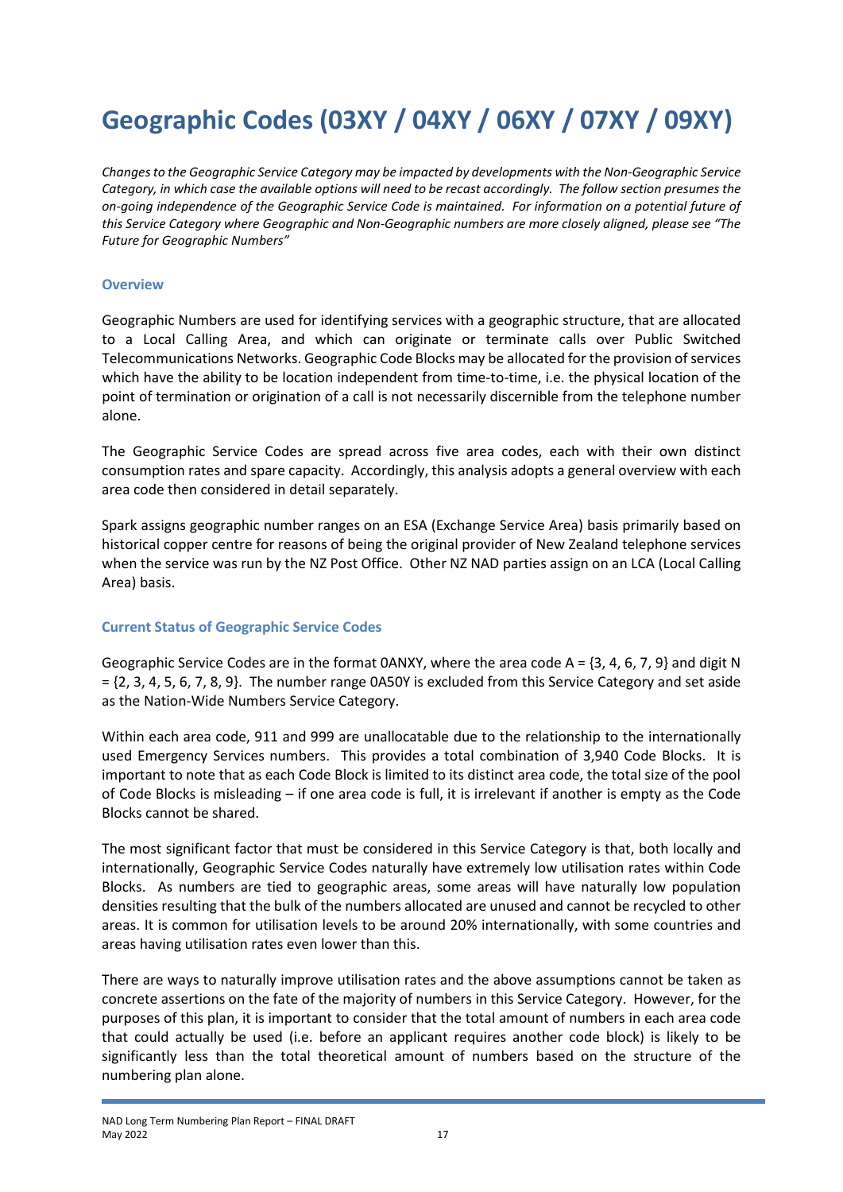# Geographic Codes (03XY / 04XY / 06XY / 07XY / 09XY)

*Changes to the Geographic Service Category may be impacted by developments with the Non-Geographic Service Category, in which case the available options will need to be recast accordingly. The follow section presumes the on-going independence of the Geographic Service Code is maintained. For information on a potential future of this Service Category where Geographic and Non-Geographic numbers are more closely aligned, please see "The Future for Geographic Numbers"*

### Overview

Geographic Numbers are used for identifying services with a geographic structure, that are allocated to a Local Calling Area, and which can originate or terminate calls over Public Switched Telecommunications Networks. Geographic Code Blocks may be allocated for the provision of services which have the ability to be location independent from time-to-time, i.e. the physical location of the point of termination or origination of a call is not necessarily discernible from the telephone number alone.

The Geographic Service Codes are spread across five area codes, each with their own distinct consumption rates and spare capacity. Accordingly, this analysis adopts a general overview with each area code then considered in detail separately.

Spark assigns geographic number ranges on an ESA (Exchange Service Area) basis primarily based on historical copper centre for reasons of being the original provider of New Zealand telephone services when the service was run by the NZ Post Office. Other NZ NAD parties assign on an LCA (Local Calling Area) basis.

### Current Status of Geographic Service Codes

Geographic Service Codes are in the format 0ANXY, where the area code A = {3, 4, 6, 7, 9} and digit N = {2, 3, 4, 5, 6, 7, 8, 9}. The number range 0A50Y is excluded from this Service Category and set aside as the Nation-Wide Numbers Service Category.

Within each area code, 911 and 999 are unallocatable due to the relationship to the internationally used Emergency Services numbers. This provides a total combination of 3,940 Code Blocks. It is important to note that as each Code Block is limited to its distinct area code, the total size of the pool of Code Blocks is misleading – if one area code is full, it is irrelevant if another is empty as the Code Blocks cannot be shared.

The most significant factor that must be considered in this Service Category is that, both locally and internationally, Geographic Service Codes naturally have extremely low utilisation rates within Code Blocks. As numbers are tied to geographic areas, some areas will have naturally low population densities resulting that the bulk of the numbers allocated are unused and cannot be recycled to other areas. It is common for utilisation levels to be around 20% internationally, with some countries and areas having utilisation rates even lower than this.

There are ways to naturally improve utilisation rates and the above assumptions cannot be taken as concrete assertions on the fate of the majority of numbers in this Service Category. However, for the purposes of this plan, it is important to consider that the total amount of numbers in each area code that could actually be used (i.e. before an applicant requires another code block) is likely to be significantly less than the total theoretical amount of numbers based on the structure of the numbering plan alone.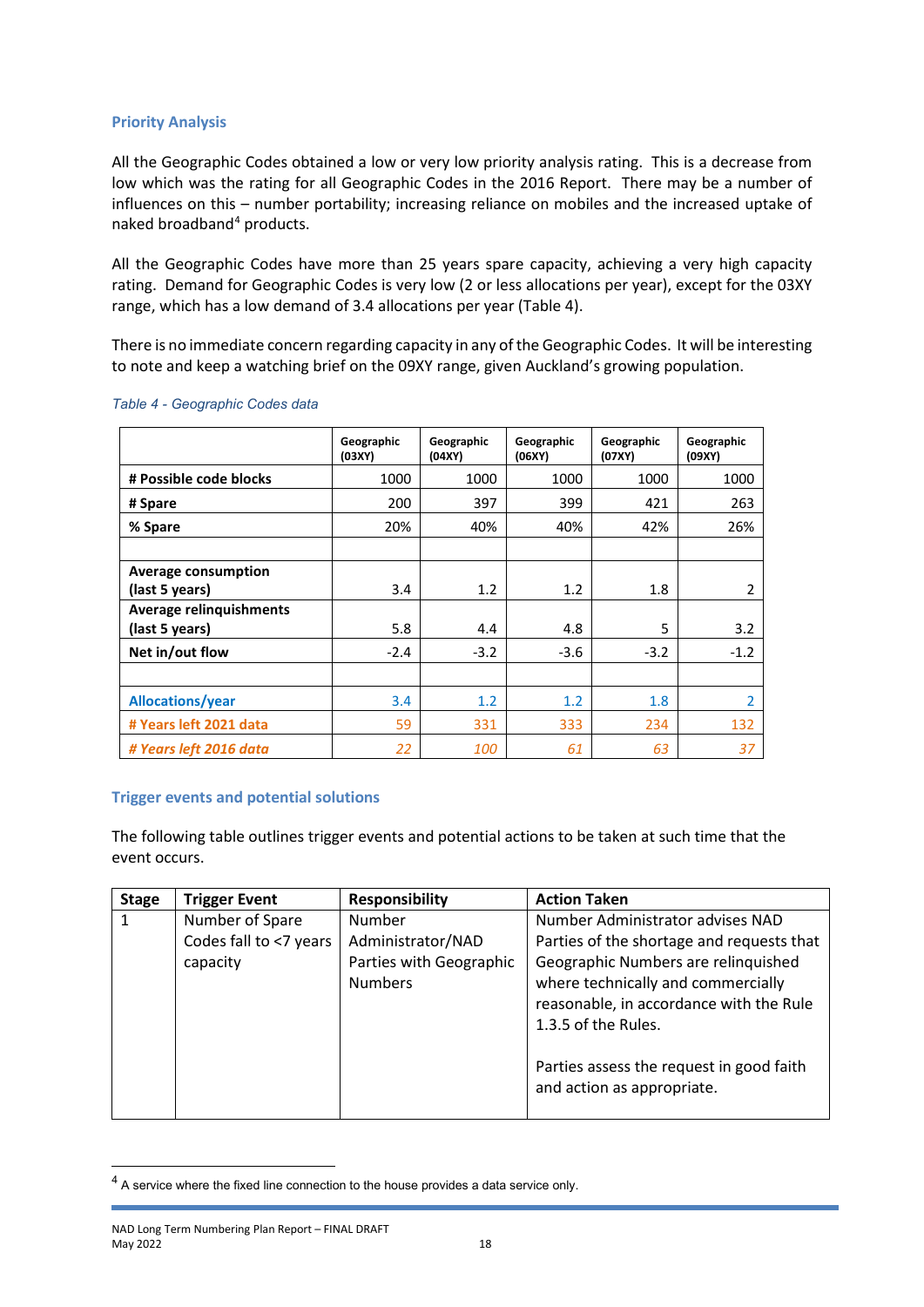### Priority Analysis

All the Geographic Codes obtained a low or very low priority analysis rating. This is a decrease from low which was the rating for all Geographic Codes in the 2016 Report. There may be a number of influences on this – number portability; increasing reliance on mobiles and the increased uptake of naked broadband[4] products.

All the Geographic Codes have more than 25 years spare capacity, achieving a very high capacity rating. Demand for Geographic Codes is very low (2 or less allocations per year), except for the 03XY range, which has a low demand of 3.4 allocations per year (Table 4).

There is no immediate concern regarding capacity in any of the Geographic Codes. It will be interesting to note and keep a watching brief on the 09XY range, given Auckland's growing population.

*Table 4 - Geographic Codes data*

| | Geographic (03XY) | Geographic (04XY) | Geographic (06XY) | Geographic (07XY) | Geographic (09XY) |
|---|---|---|---|---|---|
| **# Possible code blocks** | 1000 | 1000 | 1000 | 1000 | 1000 |
| **# Spare** | 200 | 397 | 399 | 421 | 263 |
| **% Spare** | 20% | 40% | 40% | 42% | 26% |
| | | | | | |
| **Average consumption (last 5 years)** | 3.4 | 1.2 | 1.2 | 1.8 | 2 |
| **Average relinquishments (last 5 years)** | 5.8 | 4.4 | 4.8 | 5 | 3.2 |
| **Net in/out flow** | -2.4 | -3.2 | -3.6 | -3.2 | -1.2 |
| | | | | | |
| **Allocations/year** | 3.4 | 1.2 | 1.2 | 1.8 | 2 |
| **# Years left 2021 data** | 59 | 331 | 333 | 234 | 132 |
| ***# Years left 2016 data*** | *22* | *100* | *61* | *63* | *37* |

### Trigger events and potential solutions

The following table outlines trigger events and potential actions to be taken at such time that the event occurs.

| Stage | Trigger Event | Responsibility | Action Taken |
|---|---|---|---|
| 1 | Number of Spare Codes fall to <7 years capacity | Number Administrator/NAD Parties with Geographic Numbers | Number Administrator advises NAD Parties of the shortage and requests that Geographic Numbers are relinquished where technically and commercially reasonable, in accordance with the Rule 1.3.5 of the Rules.<br><br>Parties assess the request in good faith and action as appropriate. |

[4] A service where the fixed line connection to the house provides a data service only.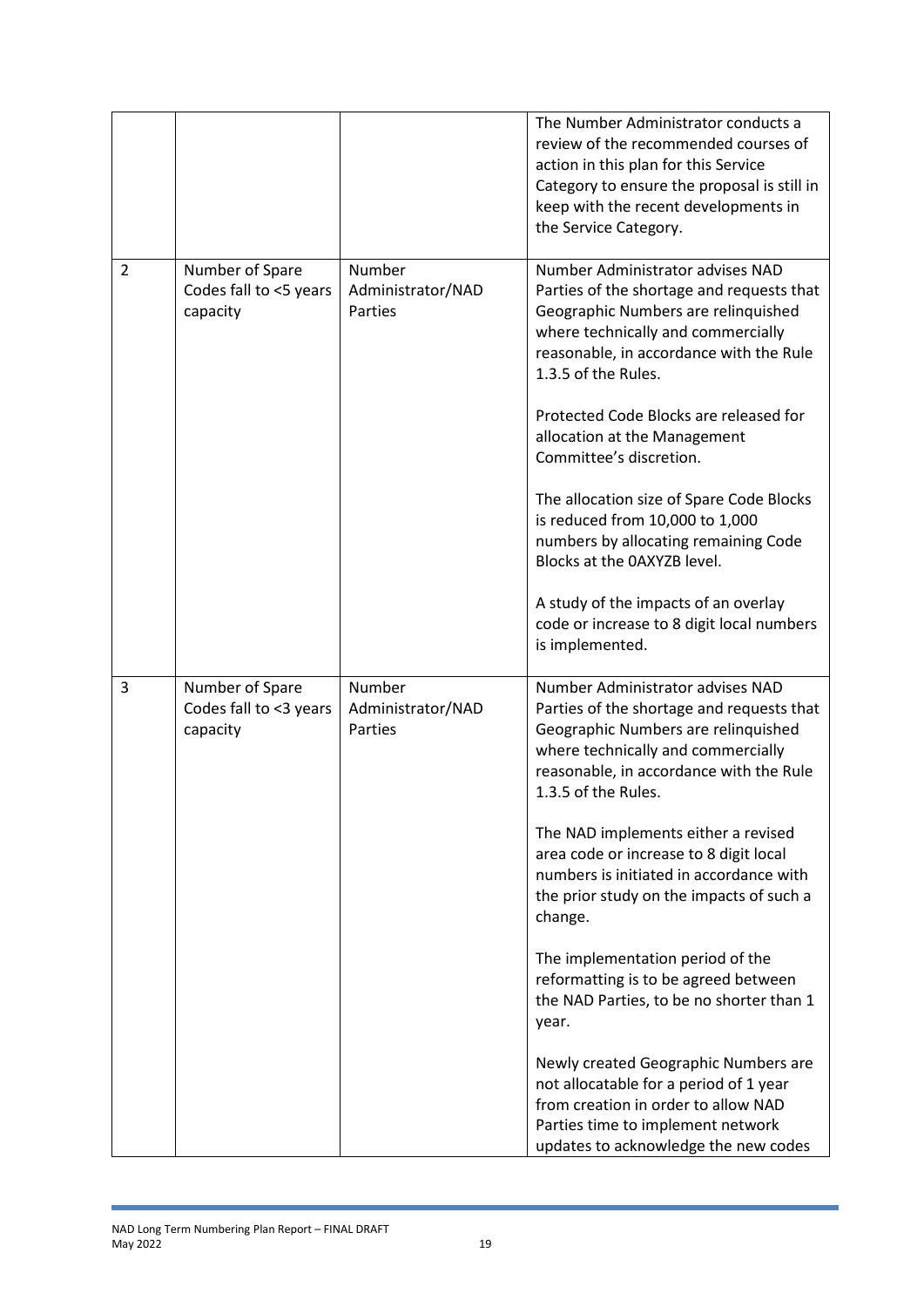| | | | |
|---|---|---|---|
| | | | The Number Administrator conducts a review of the recommended courses of action in this plan for this Service Category to ensure the proposal is still in keep with the recent developments in the Service Category. |
| 2 | Number of Spare Codes fall to <5 years capacity | Number Administrator/NAD Parties | Number Administrator advises NAD Parties of the shortage and requests that Geographic Numbers are relinquished where technically and commercially reasonable, in accordance with the Rule 1.3.5 of the Rules.<br><br>Protected Code Blocks are released for allocation at the Management Committee's discretion.<br><br>The allocation size of Spare Code Blocks is reduced from 10,000 to 1,000 numbers by allocating remaining Code Blocks at the 0AXYZB level.<br><br>A study of the impacts of an overlay code or increase to 8 digit local numbers is implemented. |
| 3 | Number of Spare Codes fall to <3 years capacity | Number Administrator/NAD Parties | Number Administrator advises NAD Parties of the shortage and requests that Geographic Numbers are relinquished where technically and commercially reasonable, in accordance with the Rule 1.3.5 of the Rules.<br><br>The NAD implements either a revised area code or increase to 8 digit local numbers is initiated in accordance with the prior study on the impacts of such a change.<br><br>The implementation period of the reformatting is to be agreed between the NAD Parties, to be no shorter than 1 year.<br><br>Newly created Geographic Numbers are not allocatable for a period of 1 year from creation in order to allow NAD Parties time to implement network updates to acknowledge the new codes |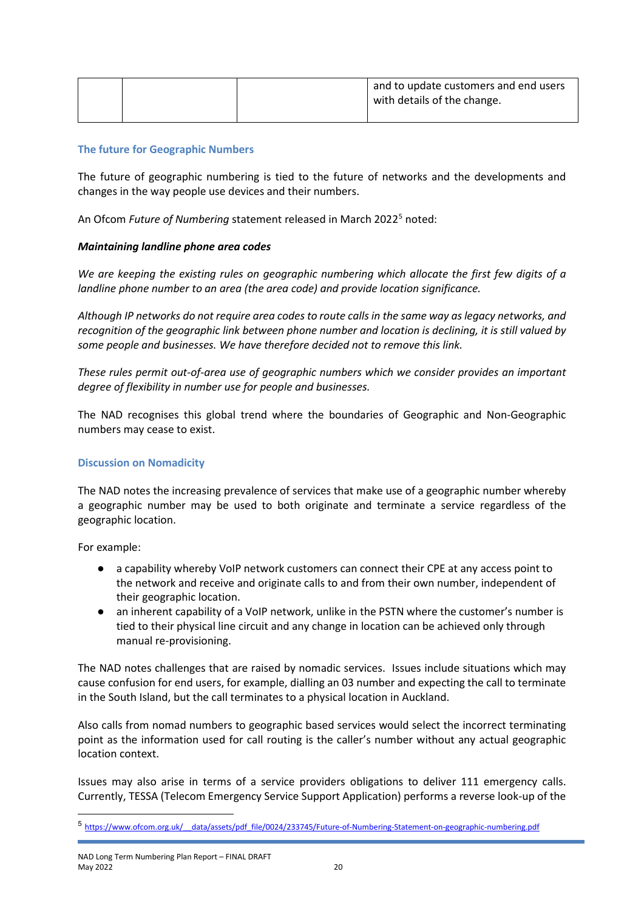|  |  |  | and to update customers and end users with details of the change. |
|---|---|---|---|

### The future for Geographic Numbers

The future of geographic numbering is tied to the future of networks and the developments and changes in the way people use devices and their numbers.

An Ofcom *Future of Numbering* statement released in March 2022[5] noted:

***Maintaining landline phone area codes***

*We are keeping the existing rules on geographic numbering which allocate the first few digits of a landline phone number to an area (the area code) and provide location significance.*

*Although IP networks do not require area codes to route calls in the same way as legacy networks, and recognition of the geographic link between phone number and location is declining, it is still valued by some people and businesses. We have therefore decided not to remove this link.*

*These rules permit out-of-area use of geographic numbers which we consider provides an important degree of flexibility in number use for people and businesses.*

The NAD recognises this global trend where the boundaries of Geographic and Non-Geographic numbers may cease to exist.

### Discussion on Nomadicity

The NAD notes the increasing prevalence of services that make use of a geographic number whereby a geographic number may be used to both originate and terminate a service regardless of the geographic location.

For example:

- a capability whereby VoIP network customers can connect their CPE at any access point to the network and receive and originate calls to and from their own number, independent of their geographic location.
- an inherent capability of a VoIP network, unlike in the PSTN where the customer's number is tied to their physical line circuit and any change in location can be achieved only through manual re-provisioning.

The NAD notes challenges that are raised by nomadic services. Issues include situations which may cause confusion for end users, for example, dialling an 03 number and expecting the call to terminate in the South Island, but the call terminates to a physical location in Auckland.

Also calls from nomad numbers to geographic based services would select the incorrect terminating point as the information used for call routing is the caller's number without any actual geographic location context.

Issues may also arise in terms of a service providers obligations to deliver 111 emergency calls. Currently, TESSA (Telecom Emergency Service Support Application) performs a reverse look-up of the

[5] https://www.ofcom.org.uk/__data/assets/pdf_file/0024/233745/Future-of-Numbering-Statement-on-geographic-numbering.pdf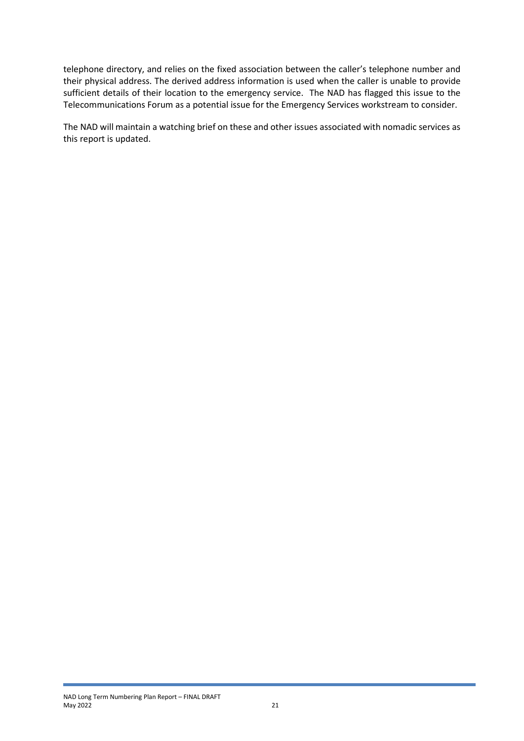telephone directory, and relies on the fixed association between the caller's telephone number and their physical address. The derived address information is used when the caller is unable to provide sufficient details of their location to the emergency service. The NAD has flagged this issue to the Telecommunications Forum as a potential issue for the Emergency Services workstream to consider.

The NAD will maintain a watching brief on these and other issues associated with nomadic services as this report is updated.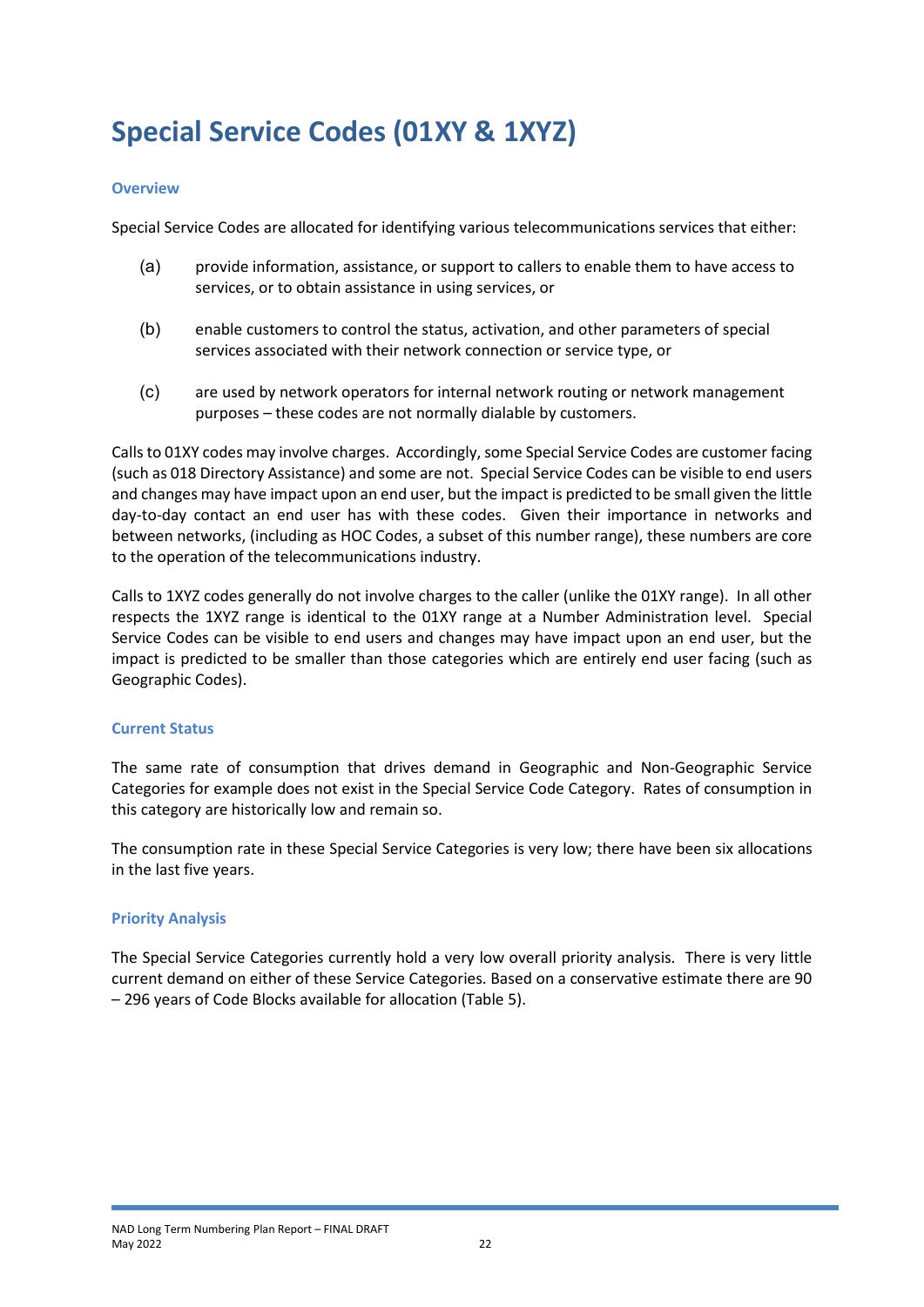# Special Service Codes (01XY & 1XYZ)

### Overview

Special Service Codes are allocated for identifying various telecommunications services that either:

(a) provide information, assistance, or support to callers to enable them to have access to services, or to obtain assistance in using services, or

(b) enable customers to control the status, activation, and other parameters of special services associated with their network connection or service type, or

(c) are used by network operators for internal network routing or network management purposes – these codes are not normally dialable by customers.

Calls to 01XY codes may involve charges. Accordingly, some Special Service Codes are customer facing (such as 018 Directory Assistance) and some are not. Special Service Codes can be visible to end users and changes may have impact upon an end user, but the impact is predicted to be small given the little day-to-day contact an end user has with these codes. Given their importance in networks and between networks, (including as HOC Codes, a subset of this number range), these numbers are core to the operation of the telecommunications industry.

Calls to 1XYZ codes generally do not involve charges to the caller (unlike the 01XY range). In all other respects the 1XYZ range is identical to the 01XY range at a Number Administration level. Special Service Codes can be visible to end users and changes may have impact upon an end user, but the impact is predicted to be smaller than those categories which are entirely end user facing (such as Geographic Codes).

### Current Status

The same rate of consumption that drives demand in Geographic and Non-Geographic Service Categories for example does not exist in the Special Service Code Category. Rates of consumption in this category are historically low and remain so.

The consumption rate in these Special Service Categories is very low; there have been six allocations in the last five years.

### Priority Analysis

The Special Service Categories currently hold a very low overall priority analysis. There is very little current demand on either of these Service Categories. Based on a conservative estimate there are 90 – 296 years of Code Blocks available for allocation (Table 5).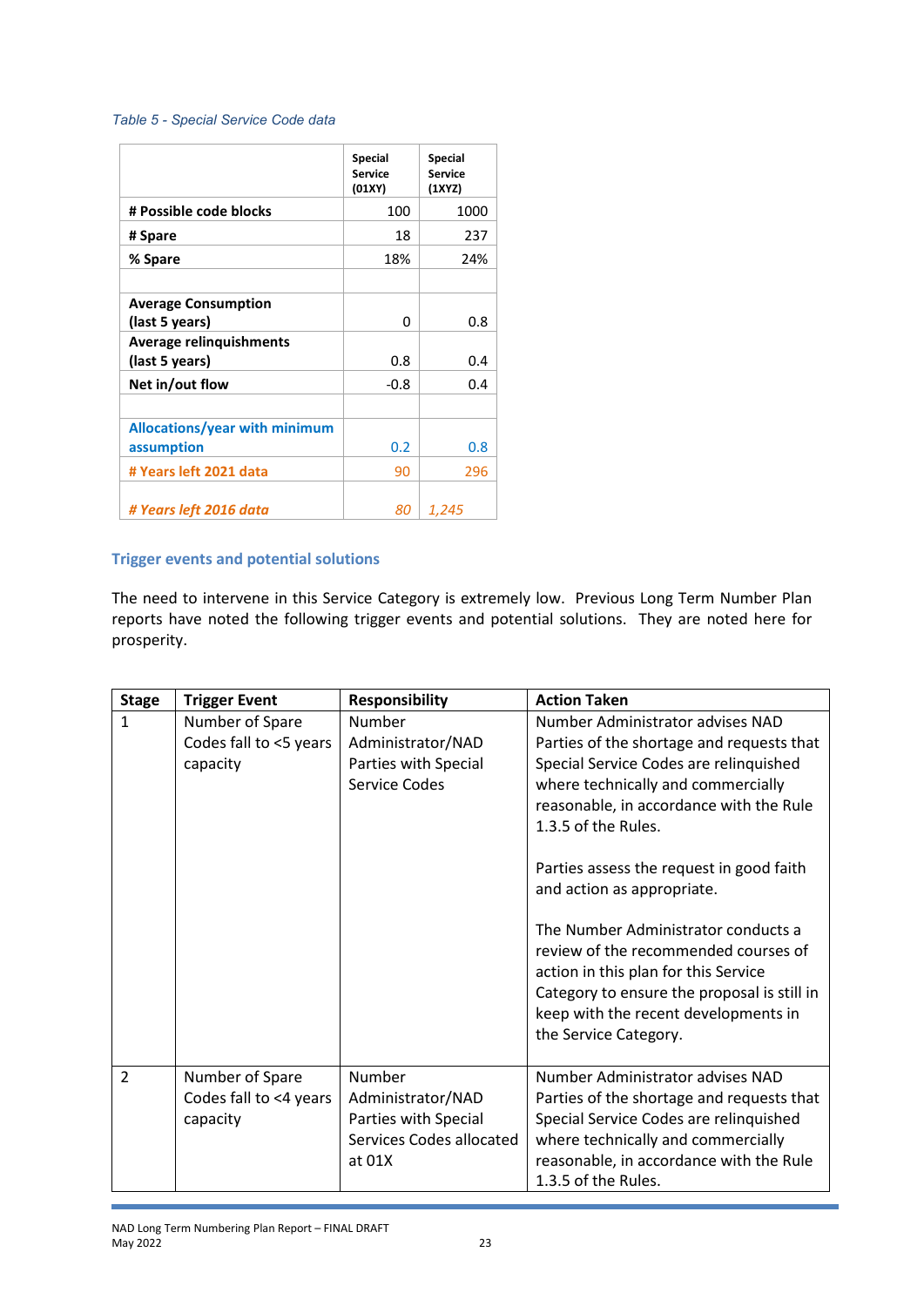*Table 5 - Special Service Code data*

| | Special Service (01XY) | Special Service (1XYZ) |
|---|---|---|
| **# Possible code blocks** | 100 | 1000 |
| **# Spare** | 18 | 237 |
| **% Spare** | 18% | 24% |
| | | |
| **Average Consumption (last 5 years)** | 0 | 0.8 |
| **Average relinquishments (last 5 years)** | 0.8 | 0.4 |
| **Net in/out flow** | -0.8 | 0.4 |
| | | |
| **Allocations/year with minimum assumption** | 0.2 | 0.8 |
| **# Years left 2021 data** | 90 | 296 |
| ***# Years left 2016 data*** | *80* | *1,245* |

### Trigger events and potential solutions

The need to intervene in this Service Category is extremely low. Previous Long Term Number Plan reports have noted the following trigger events and potential solutions. They are noted here for prosperity.

| Stage | Trigger Event | Responsibility | Action Taken |
|---|---|---|---|
| 1 | Number of Spare Codes fall to <5 years capacity | Number Administrator/NAD Parties with Special Service Codes | Number Administrator advises NAD Parties of the shortage and requests that Special Service Codes are relinquished where technically and commercially reasonable, in accordance with the Rule 1.3.5 of the Rules.<br><br>Parties assess the request in good faith and action as appropriate.<br><br>The Number Administrator conducts a review of the recommended courses of action in this plan for this Service Category to ensure the proposal is still in keep with the recent developments in the Service Category. |
| 2 | Number of Spare Codes fall to <4 years capacity | Number Administrator/NAD Parties with Special Services Codes allocated at 01X | Number Administrator advises NAD Parties of the shortage and requests that Special Service Codes are relinquished where technically and commercially reasonable, in accordance with the Rule 1.3.5 of the Rules. |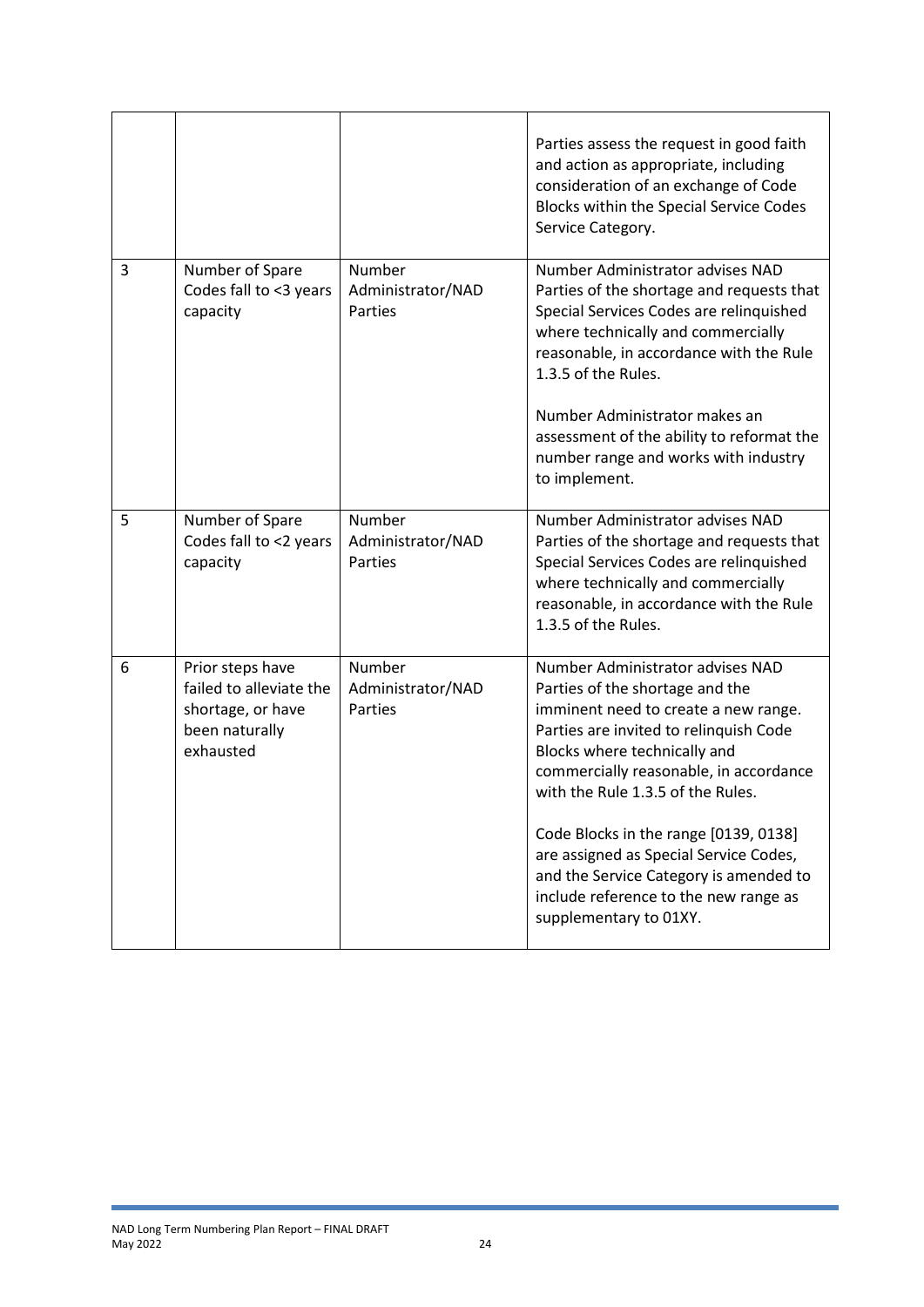| | | | |
|---|---|---|---|
| | | | Parties assess the request in good faith and action as appropriate, including consideration of an exchange of Code Blocks within the Special Service Codes Service Category. |
| 3 | Number of Spare Codes fall to <3 years capacity | Number Administrator/NAD Parties | Number Administrator advises NAD Parties of the shortage and requests that Special Services Codes are relinquished where technically and commercially reasonable, in accordance with the Rule 1.3.5 of the Rules.<br><br>Number Administrator makes an assessment of the ability to reformat the number range and works with industry to implement. |
| 5 | Number of Spare Codes fall to <2 years capacity | Number Administrator/NAD Parties | Number Administrator advises NAD Parties of the shortage and requests that Special Services Codes are relinquished where technically and commercially reasonable, in accordance with the Rule 1.3.5 of the Rules. |
| 6 | Prior steps have failed to alleviate the shortage, or have been naturally exhausted | Number Administrator/NAD Parties | Number Administrator advises NAD Parties of the shortage and the imminent need to create a new range. Parties are invited to relinquish Code Blocks where technically and commercially reasonable, in accordance with the Rule 1.3.5 of the Rules.<br><br>Code Blocks in the range [0139, 0138] are assigned as Special Service Codes, and the Service Category is amended to include reference to the new range as supplementary to 01XY. |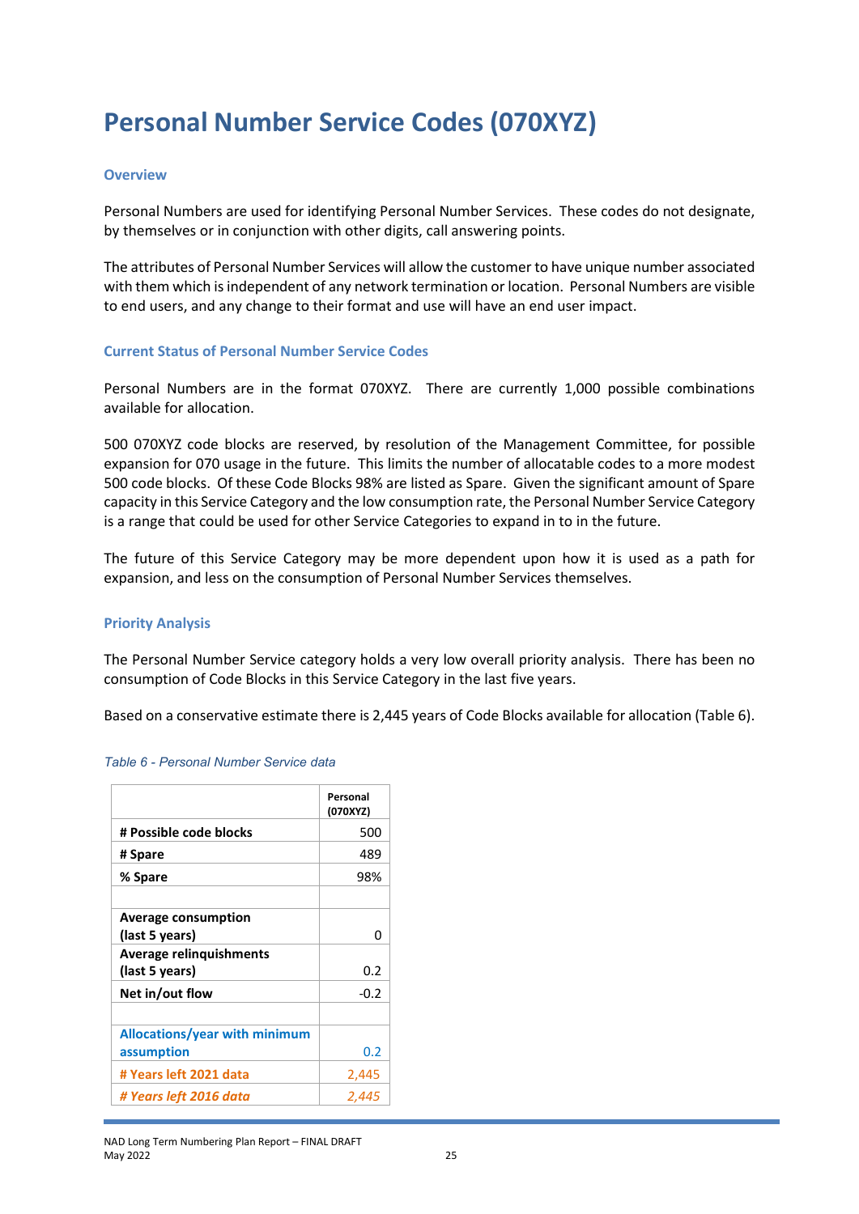# Personal Number Service Codes (070XYZ)

### Overview

Personal Numbers are used for identifying Personal Number Services. These codes do not designate, by themselves or in conjunction with other digits, call answering points.

The attributes of Personal Number Services will allow the customer to have unique number associated with them which is independent of any network termination or location. Personal Numbers are visible to end users, and any change to their format and use will have an end user impact.

### Current Status of Personal Number Service Codes

Personal Numbers are in the format 070XYZ. There are currently 1,000 possible combinations available for allocation.

500 070XYZ code blocks are reserved, by resolution of the Management Committee, for possible expansion for 070 usage in the future. This limits the number of allocatable codes to a more modest 500 code blocks. Of these Code Blocks 98% are listed as Spare. Given the significant amount of Spare capacity in this Service Category and the low consumption rate, the Personal Number Service Category is a range that could be used for other Service Categories to expand in to in the future.

The future of this Service Category may be more dependent upon how it is used as a path for expansion, and less on the consumption of Personal Number Services themselves.

### Priority Analysis

The Personal Number Service category holds a very low overall priority analysis. There has been no consumption of Code Blocks in this Service Category in the last five years.

Based on a conservative estimate there is 2,445 years of Code Blocks available for allocation (Table 6).

*Table 6 - Personal Number Service data*

| | Personal (070XYZ) |
|---|---|
| **# Possible code blocks** | 500 |
| **# Spare** | 489 |
| **% Spare** | 98% |
| | |
| **Average consumption (last 5 years)** | 0 |
| **Average relinquishments (last 5 years)** | 0.2 |
| **Net in/out flow** | -0.2 |
| | |
| **Allocations/year with minimum assumption** | 0.2 |
| **# Years left 2021 data** | 2,445 |
| ***# Years left 2016 data*** | *2,445* |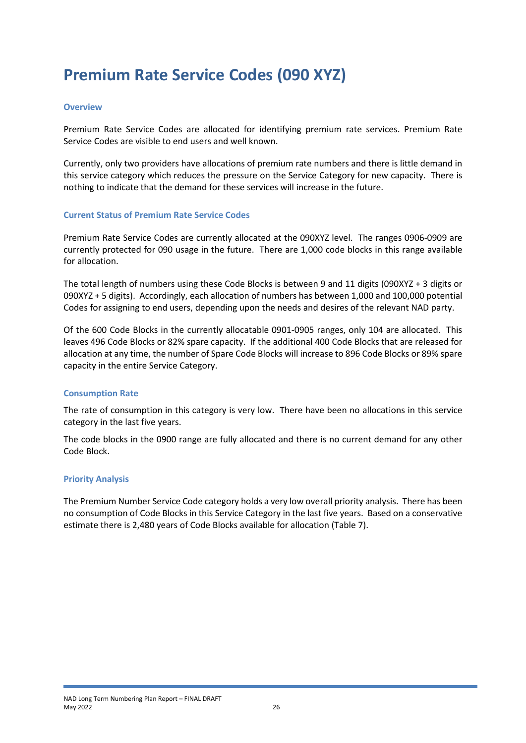# Premium Rate Service Codes (090 XYZ)

### Overview

Premium Rate Service Codes are allocated for identifying premium rate services. Premium Rate Service Codes are visible to end users and well known.

Currently, only two providers have allocations of premium rate numbers and there is little demand in this service category which reduces the pressure on the Service Category for new capacity. There is nothing to indicate that the demand for these services will increase in the future.

### Current Status of Premium Rate Service Codes

Premium Rate Service Codes are currently allocated at the 090XYZ level. The ranges 0906-0909 are currently protected for 090 usage in the future. There are 1,000 code blocks in this range available for allocation.

The total length of numbers using these Code Blocks is between 9 and 11 digits (090XYZ + 3 digits or 090XYZ + 5 digits). Accordingly, each allocation of numbers has between 1,000 and 100,000 potential Codes for assigning to end users, depending upon the needs and desires of the relevant NAD party.

Of the 600 Code Blocks in the currently allocatable 0901-0905 ranges, only 104 are allocated. This leaves 496 Code Blocks or 82% spare capacity. If the additional 400 Code Blocks that are released for allocation at any time, the number of Spare Code Blocks will increase to 896 Code Blocks or 89% spare capacity in the entire Service Category.

### Consumption Rate

The rate of consumption in this category is very low. There have been no allocations in this service category in the last five years.

The code blocks in the 0900 range are fully allocated and there is no current demand for any other Code Block.

### Priority Analysis

The Premium Number Service Code category holds a very low overall priority analysis. There has been no consumption of Code Blocks in this Service Category in the last five years. Based on a conservative estimate there is 2,480 years of Code Blocks available for allocation (Table 7).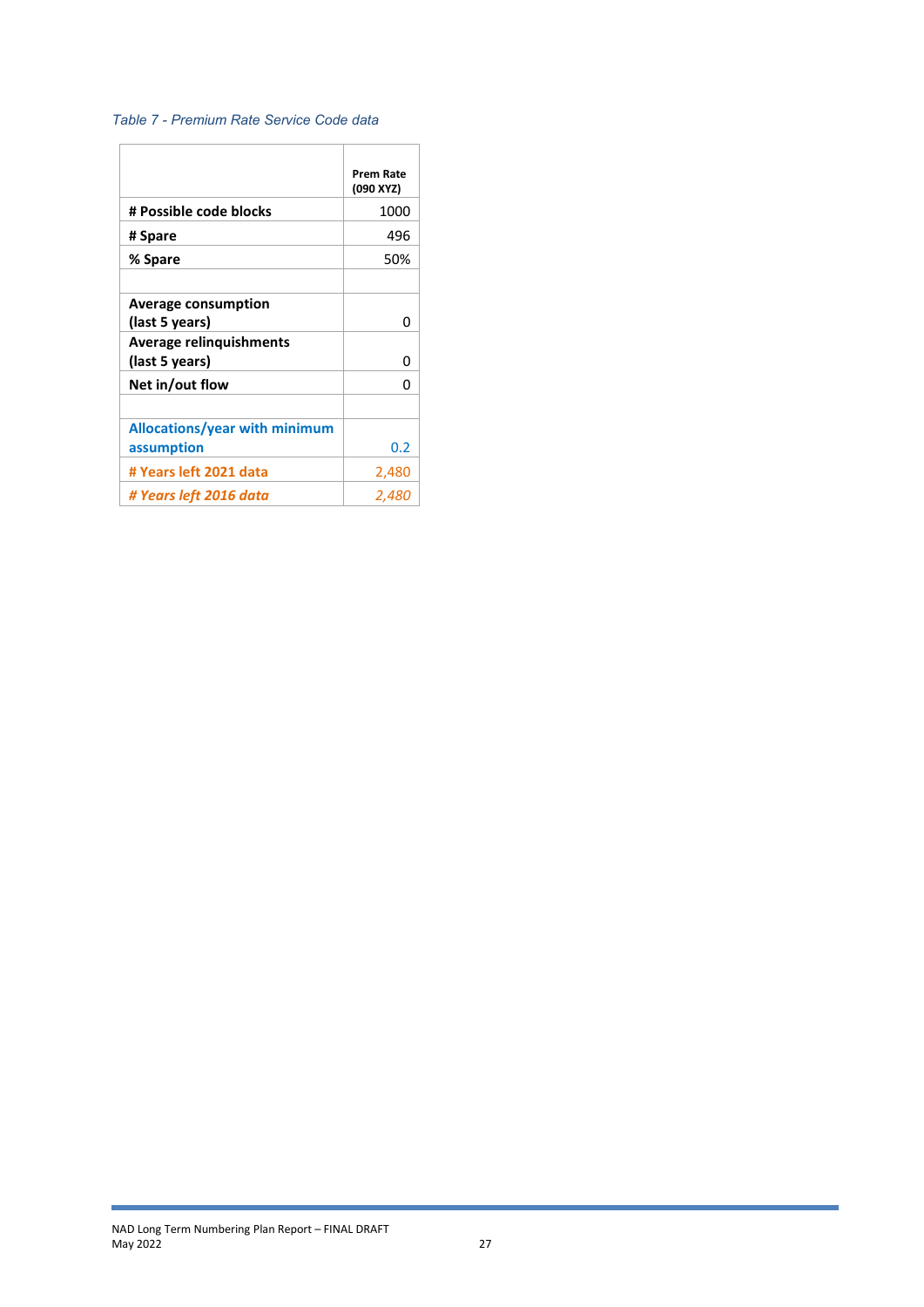*Table 7 - Premium Rate Service Code data*

| | **Prem Rate (090 XYZ)** |
|---|---|
| **# Possible code blocks** | 1000 |
| **# Spare** | 496 |
| **% Spare** | 50% |
| | |
| **Average consumption (last 5 years)** | 0 |
| **Average relinquishments (last 5 years)** | 0 |
| **Net in/out flow** | 0 |
| | |
| **Allocations/year with minimum assumption** | 0.2 |
| **# Years left 2021 data** | 2,480 |
| ***# Years left 2016 data*** | *2,480* |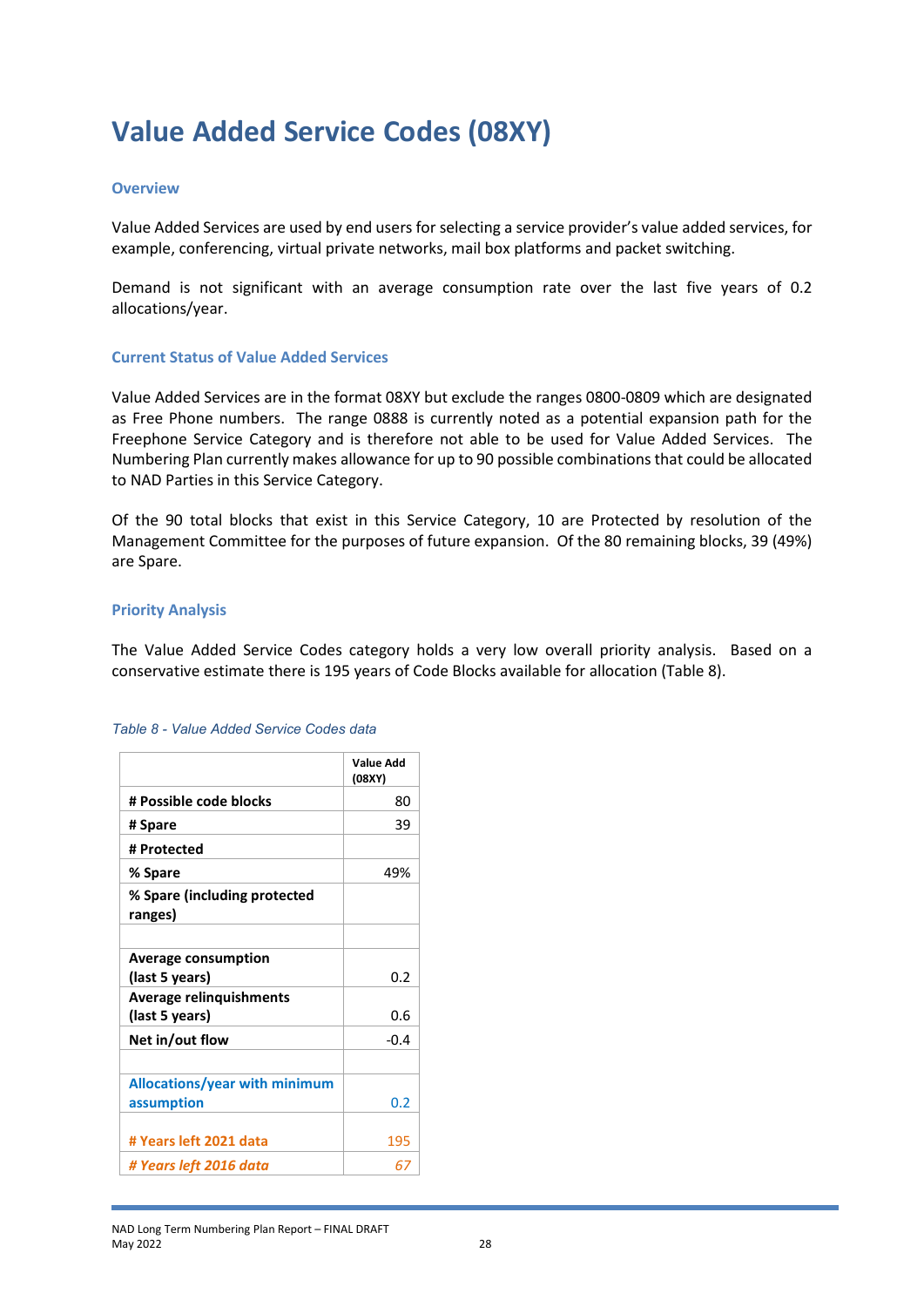# Value Added Service Codes (08XY)

### Overview

Value Added Services are used by end users for selecting a service provider's value added services, for example, conferencing, virtual private networks, mail box platforms and packet switching.

Demand is not significant with an average consumption rate over the last five years of 0.2 allocations/year.

### Current Status of Value Added Services

Value Added Services are in the format 08XY but exclude the ranges 0800-0809 which are designated as Free Phone numbers. The range 0888 is currently noted as a potential expansion path for the Freephone Service Category and is therefore not able to be used for Value Added Services. The Numbering Plan currently makes allowance for up to 90 possible combinations that could be allocated to NAD Parties in this Service Category.

Of the 90 total blocks that exist in this Service Category, 10 are Protected by resolution of the Management Committee for the purposes of future expansion. Of the 80 remaining blocks, 39 (49%) are Spare.

### Priority Analysis

The Value Added Service Codes category holds a very low overall priority analysis. Based on a conservative estimate there is 195 years of Code Blocks available for allocation (Table 8).

*Table 8 - Value Added Service Codes data*

| | Value Add (08XY) |
|---|---|
| **# Possible code blocks** | 80 |
| **# Spare** | 39 |
| **# Protected** | |
| **% Spare** | 49% |
| **% Spare (including protected ranges)** | |
| | |
| **Average consumption (last 5 years)** | 0.2 |
| **Average relinquishments (last 5 years)** | 0.6 |
| **Net in/out flow** | -0.4 |
| | |
| **Allocations/year with minimum assumption** | 0.2 |
| **# Years left 2021 data** | 195 |
| ***# Years left 2016 data*** | *67* |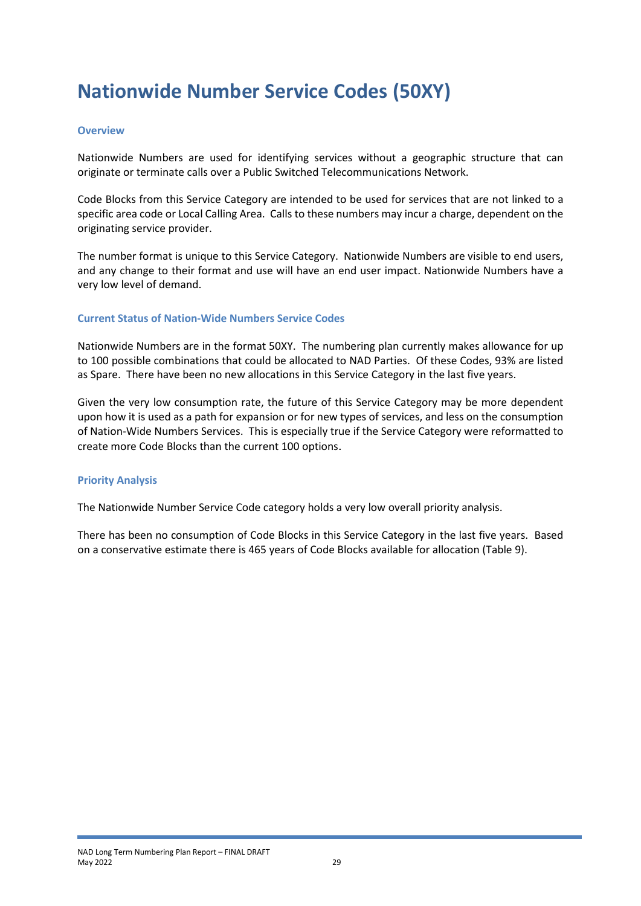# Nationwide Number Service Codes (50XY)

### Overview

Nationwide Numbers are used for identifying services without a geographic structure that can originate or terminate calls over a Public Switched Telecommunications Network.

Code Blocks from this Service Category are intended to be used for services that are not linked to a specific area code or Local Calling Area. Calls to these numbers may incur a charge, dependent on the originating service provider.

The number format is unique to this Service Category. Nationwide Numbers are visible to end users, and any change to their format and use will have an end user impact. Nationwide Numbers have a very low level of demand.

### Current Status of Nation-Wide Numbers Service Codes

Nationwide Numbers are in the format 50XY. The numbering plan currently makes allowance for up to 100 possible combinations that could be allocated to NAD Parties. Of these Codes, 93% are listed as Spare. There have been no new allocations in this Service Category in the last five years.

Given the very low consumption rate, the future of this Service Category may be more dependent upon how it is used as a path for expansion or for new types of services, and less on the consumption of Nation-Wide Numbers Services. This is especially true if the Service Category were reformatted to create more Code Blocks than the current 100 options.

### Priority Analysis

The Nationwide Number Service Code category holds a very low overall priority analysis.

There has been no consumption of Code Blocks in this Service Category in the last five years. Based on a conservative estimate there is 465 years of Code Blocks available for allocation (Table 9).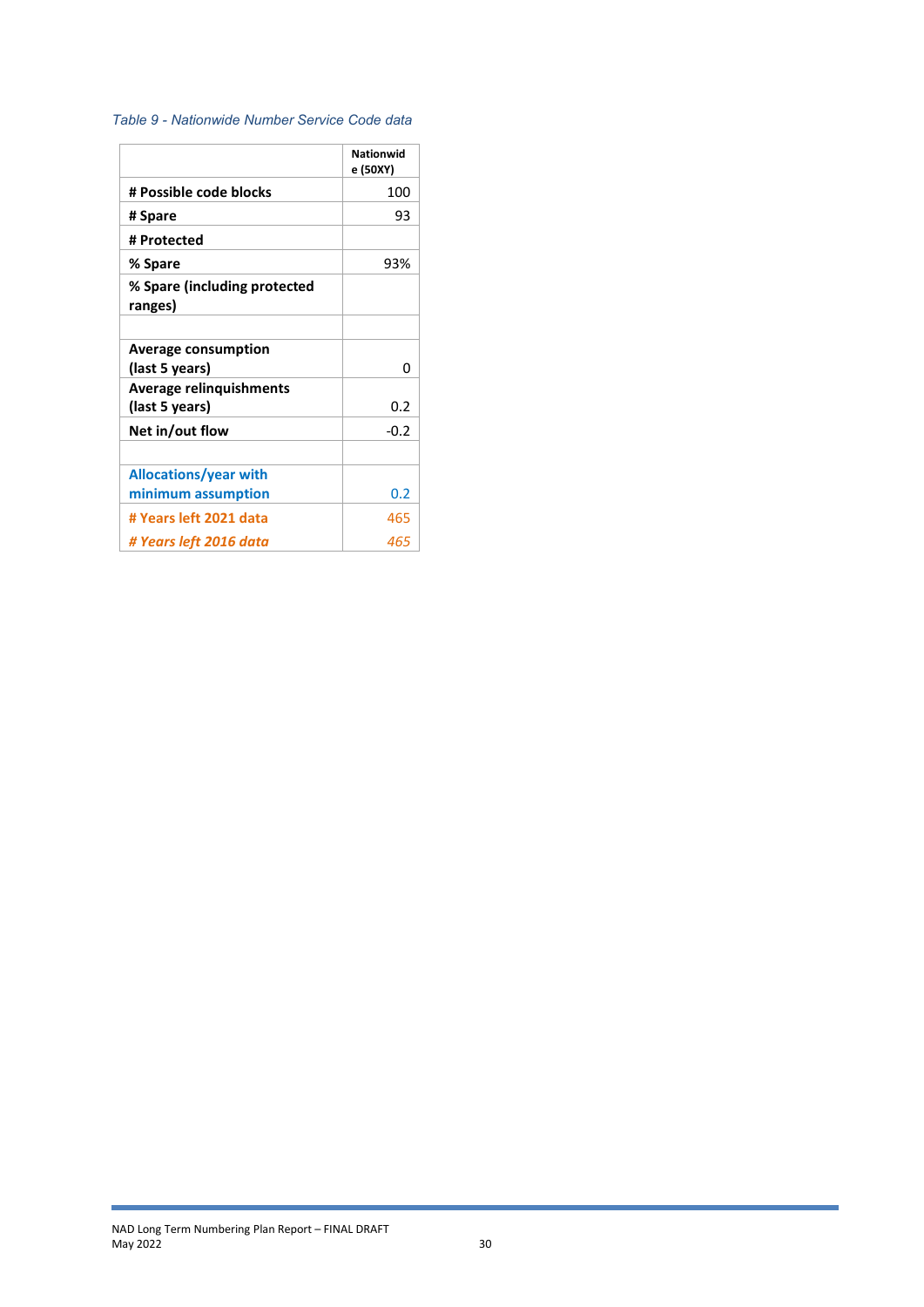*Table 9 - Nationwide Number Service Code data*

| | Nationwide (50XY) |
|---|---|
| **# Possible code blocks** | 100 |
| **# Spare** | 93 |
| **# Protected** | |
| **% Spare** | 93% |
| **% Spare (including protected ranges)** | |
| | |
| **Average consumption (last 5 years)** | 0 |
| **Average relinquishments (last 5 years)** | 0.2 |
| **Net in/out flow** | -0.2 |
| | |
| **Allocations/year with minimum assumption** | 0.2 |
| **# Years left 2021 data** | 465 |
| ***# Years left 2016 data*** | *465* |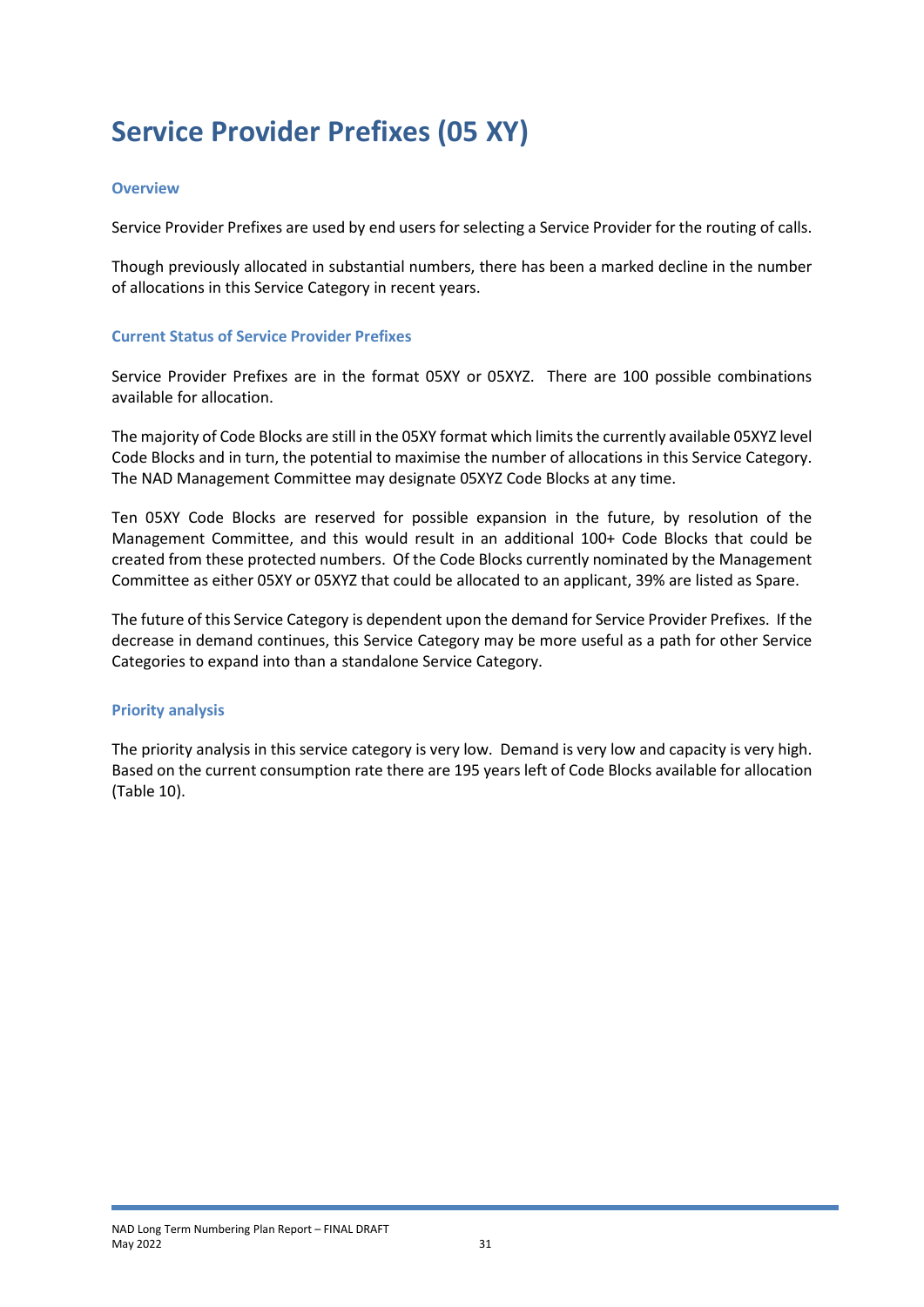# Service Provider Prefixes (05 XY)

### Overview

Service Provider Prefixes are used by end users for selecting a Service Provider for the routing of calls.

Though previously allocated in substantial numbers, there has been a marked decline in the number of allocations in this Service Category in recent years.

### Current Status of Service Provider Prefixes

Service Provider Prefixes are in the format 05XY or 05XYZ. There are 100 possible combinations available for allocation.

The majority of Code Blocks are still in the 05XY format which limits the currently available 05XYZ level Code Blocks and in turn, the potential to maximise the number of allocations in this Service Category. The NAD Management Committee may designate 05XYZ Code Blocks at any time.

Ten 05XY Code Blocks are reserved for possible expansion in the future, by resolution of the Management Committee, and this would result in an additional 100+ Code Blocks that could be created from these protected numbers. Of the Code Blocks currently nominated by the Management Committee as either 05XY or 05XYZ that could be allocated to an applicant, 39% are listed as Spare.

The future of this Service Category is dependent upon the demand for Service Provider Prefixes. If the decrease in demand continues, this Service Category may be more useful as a path for other Service Categories to expand into than a standalone Service Category.

### Priority analysis

The priority analysis in this service category is very low. Demand is very low and capacity is very high. Based on the current consumption rate there are 195 years left of Code Blocks available for allocation (Table 10).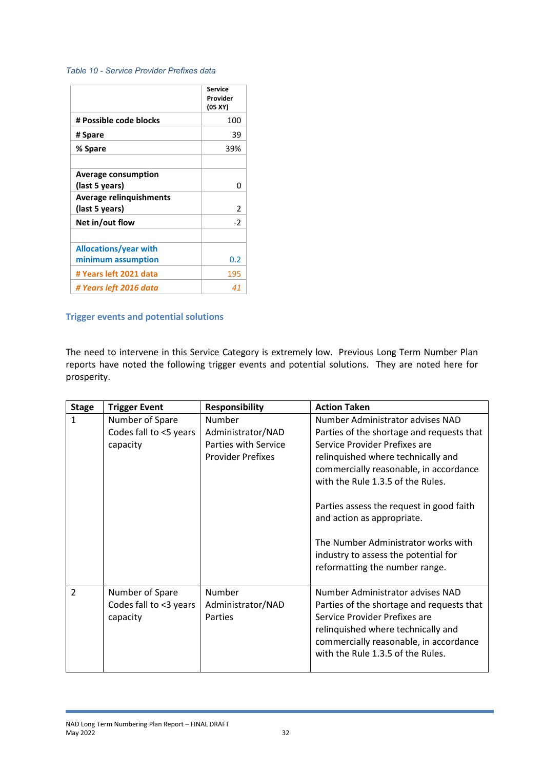*Table 10 - Service Provider Prefixes data*

| | Service Provider (05 XY) |
|---|---|
| **# Possible code blocks** | 100 |
| **# Spare** | 39 |
| **% Spare** | 39% |
| | |
| **Average consumption (last 5 years)** | 0 |
| **Average relinquishments (last 5 years)** | 2 |
| **Net in/out flow** | -2 |
| | |
| **Allocations/year with minimum assumption** | 0.2 |
| **# Years left 2021 data** | 195 |
| ***# Years left 2016 data*** | *41* |

### Trigger events and potential solutions

The need to intervene in this Service Category is extremely low. Previous Long Term Number Plan reports have noted the following trigger events and potential solutions. They are noted here for prosperity.

| Stage | Trigger Event | Responsibility | Action Taken |
|---|---|---|---|
| 1 | Number of Spare Codes fall to <5 years capacity | Number Administrator/NAD Parties with Service Provider Prefixes | Number Administrator advises NAD Parties of the shortage and requests that Service Provider Prefixes are relinquished where technically and commercially reasonable, in accordance with the Rule 1.3.5 of the Rules.<br><br>Parties assess the request in good faith and action as appropriate.<br><br>The Number Administrator works with industry to assess the potential for reformatting the number range. |
| 2 | Number of Spare Codes fall to <3 years capacity | Number Administrator/NAD Parties | Number Administrator advises NAD Parties of the shortage and requests that Service Provider Prefixes are relinquished where technically and commercially reasonable, in accordance with the Rule 1.3.5 of the Rules. |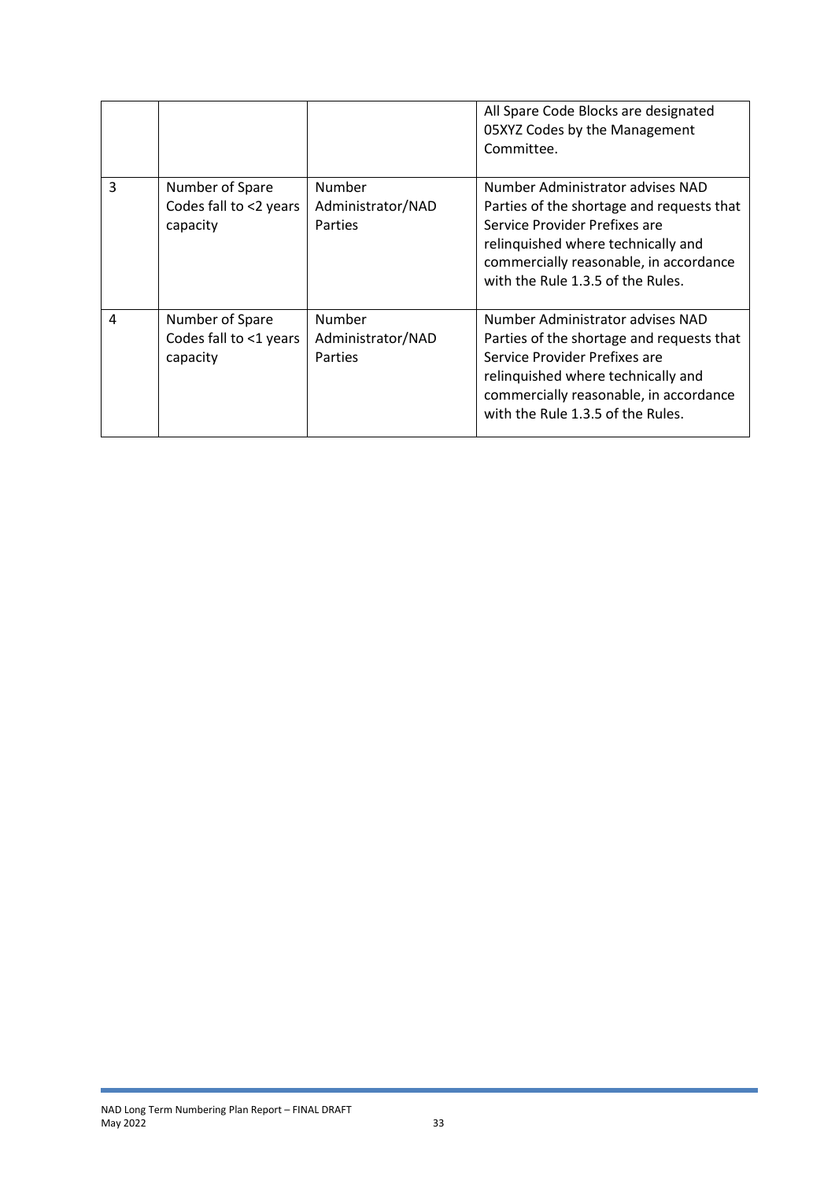| | | | |
|---|---|---|---|
| | | | All Spare Code Blocks are designated 05XYZ Codes by the Management Committee. |
| 3 | Number of Spare Codes fall to <2 years capacity | Number Administrator/NAD Parties | Number Administrator advises NAD Parties of the shortage and requests that Service Provider Prefixes are relinquished where technically and commercially reasonable, in accordance with the Rule 1.3.5 of the Rules. |
| 4 | Number of Spare Codes fall to <1 years capacity | Number Administrator/NAD Parties | Number Administrator advises NAD Parties of the shortage and requests that Service Provider Prefixes are relinquished where technically and commercially reasonable, in accordance with the Rule 1.3.5 of the Rules. |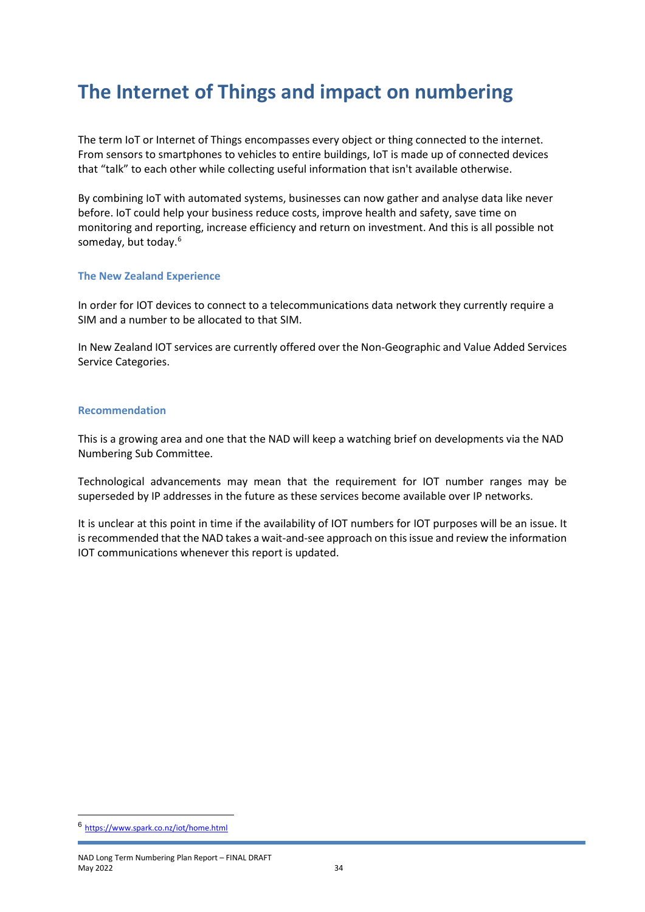# The Internet of Things and impact on numbering

The term IoT or Internet of Things encompasses every object or thing connected to the internet. From sensors to smartphones to vehicles to entire buildings, IoT is made up of connected devices that "talk" to each other while collecting useful information that isn't available otherwise.

By combining IoT with automated systems, businesses can now gather and analyse data like never before. IoT could help your business reduce costs, improve health and safety, save time on monitoring and reporting, increase efficiency and return on investment. And this is all possible not someday, but today.[6]

### The New Zealand Experience

In order for IOT devices to connect to a telecommunications data network they currently require a SIM and a number to be allocated to that SIM.

In New Zealand IOT services are currently offered over the Non-Geographic and Value Added Services Service Categories.

### Recommendation

This is a growing area and one that the NAD will keep a watching brief on developments via the NAD Numbering Sub Committee.

Technological advancements may mean that the requirement for IOT number ranges may be superseded by IP addresses in the future as these services become available over IP networks.

It is unclear at this point in time if the availability of IOT numbers for IOT purposes will be an issue. It is recommended that the NAD takes a wait-and-see approach on this issue and review the information IOT communications whenever this report is updated.

[6] https://www.spark.co.nz/iot/home.html